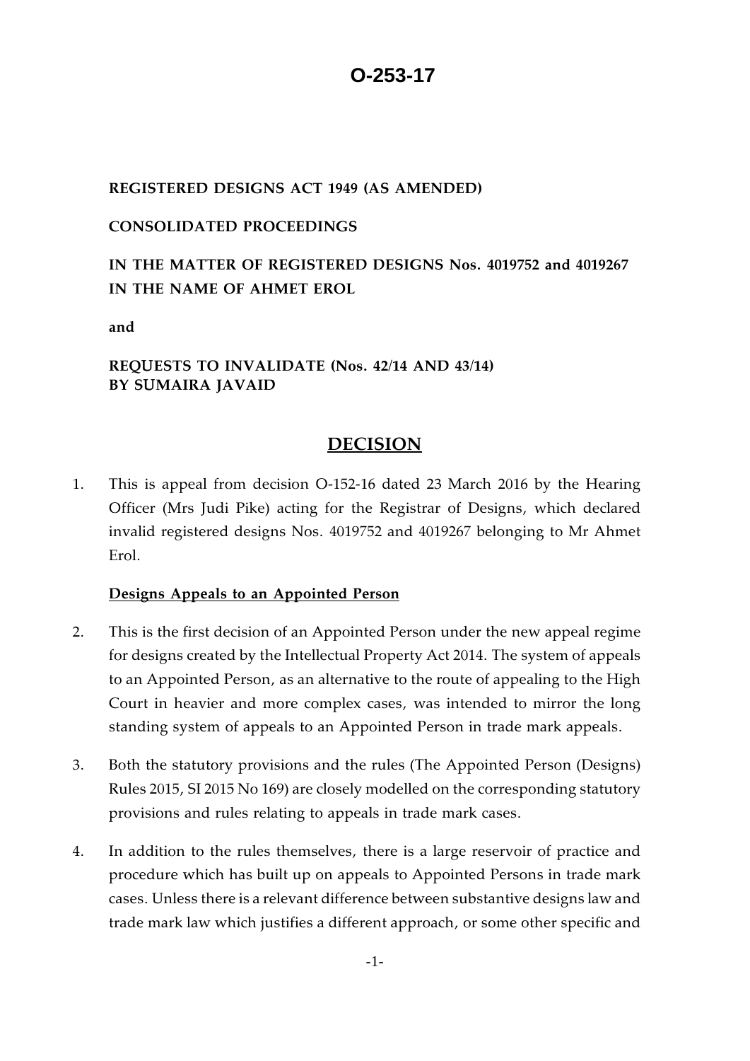# O-253-17

**REGISTERED DESIGNS ACT 1949 (AS AMENDED)**

**CONSOLIDATED PROCEEDINGS**

**IN THE MATTER OF REGISTERED DESIGNS Nos. 4019752 and 4019267 IN THE NAME OF AHMET EROL**

**and**

**REQUESTS TO INVALIDATE (Nos. 42/14 AND 43/14) BY SUMAIRA JAVAID**

## DECISION

1. This is appeal from decision O-152-16 dated 23 March 2016 by the Hearing Officer (Mrs Judi Pike) acting for the Registrar of Designs, which declared invalid registered designs Nos. 4019752 and 4019267 belonging to Mr Ahmet Erol.

**Designs Appeals to an Appointed Person**

2. This is the first decision of an Appointed Person under the new appeal regime for designs created by the Intellectual Property Act 2014. The system of appeals to an Appointed Person, as an alternative to the route of appealing to the High Court in heavier and more complex cases, was intended to mirror the long standing system of appeals to an Appointed Person in trade mark appeals.

3. Both the statutory provisions and the rules (The Appointed Person (Designs) Rules 2015, SI 2015 No 169) are closely modelled on the corresponding statutory provisions and rules relating to appeals in trade mark cases.

4. In addition to the rules themselves, there is a large reservoir of practice and procedure which has built up on appeals to Appointed Persons in trade mark cases. Unless there is a relevant difference between substantive designs law and trade mark law which justifies a different approach, or some other specific and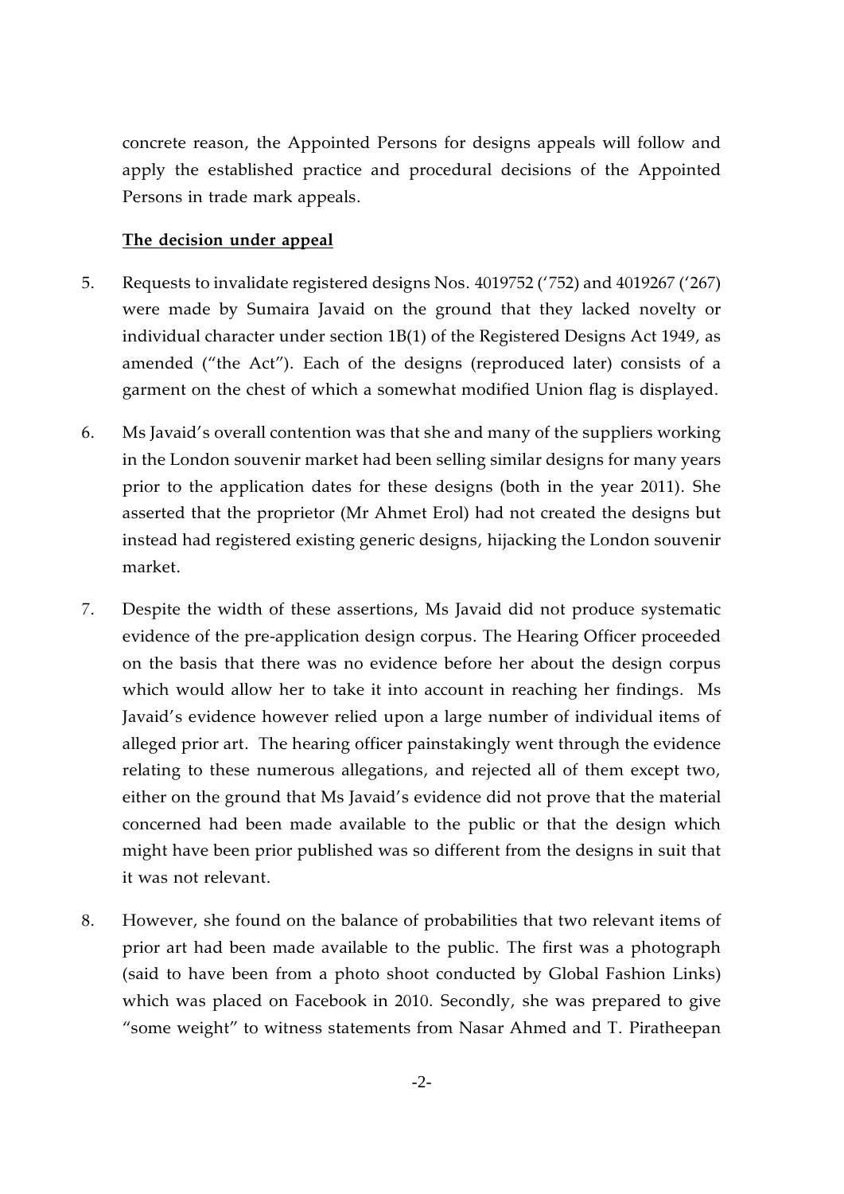concrete reason, the Appointed Persons for designs appeals will follow and apply the established practice and procedural decisions of the Appointed Persons in trade mark appeals.

**The decision under appeal**

5. Requests to invalidate registered designs Nos. 4019752 ('752) and 4019267 ('267) were made by Sumaira Javaid on the ground that they lacked novelty or individual character under section 1B(1) of the Registered Designs Act 1949, as amended ("the Act"). Each of the designs (reproduced later) consists of a garment on the chest of which a somewhat modified Union flag is displayed.

6. Ms Javaid's overall contention was that she and many of the suppliers working in the London souvenir market had been selling similar designs for many years prior to the application dates for these designs (both in the year 2011). She asserted that the proprietor (Mr Ahmet Erol) had not created the designs but instead had registered existing generic designs, hijacking the London souvenir market.

7. Despite the width of these assertions, Ms Javaid did not produce systematic evidence of the pre-application design corpus. The Hearing Officer proceeded on the basis that there was no evidence before her about the design corpus which would allow her to take it into account in reaching her findings. Ms Javaid's evidence however relied upon a large number of individual items of alleged prior art. The hearing officer painstakingly went through the evidence relating to these numerous allegations, and rejected all of them except two, either on the ground that Ms Javaid's evidence did not prove that the material concerned had been made available to the public or that the design which might have been prior published was so different from the designs in suit that it was not relevant.

8. However, she found on the balance of probabilities that two relevant items of prior art had been made available to the public. The first was a photograph (said to have been from a photo shoot conducted by Global Fashion Links) which was placed on Facebook in 2010. Secondly, she was prepared to give "some weight" to witness statements from Nasar Ahmed and T. Piratheepan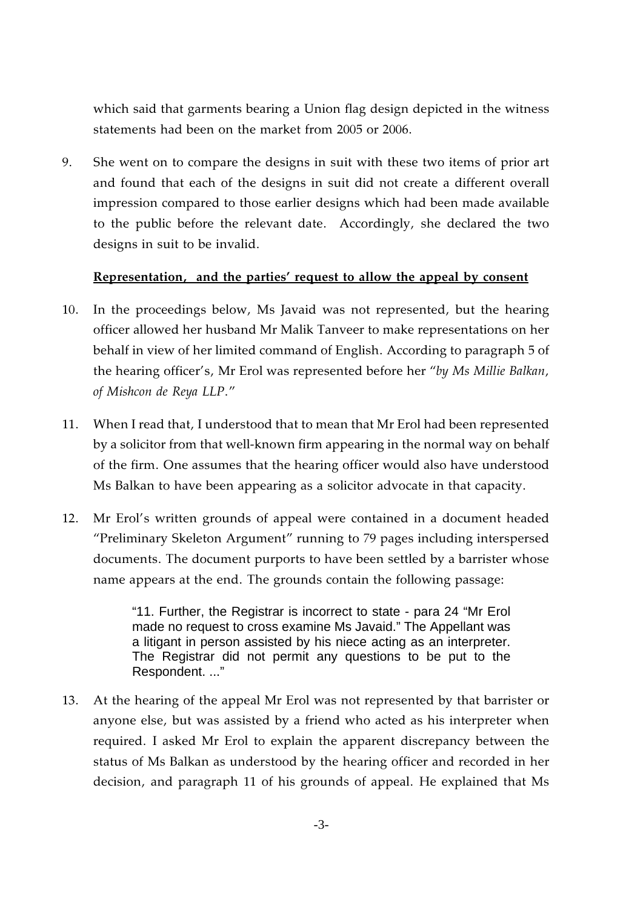which said that garments bearing a Union flag design depicted in the witness statements had been on the market from 2005 or 2006.

9. She went on to compare the designs in suit with these two items of prior art and found that each of the designs in suit did not create a different overall impression compared to those earlier designs which had been made available to the public before the relevant date. Accordingly, she declared the two designs in suit to be invalid.

**Representation, and the parties' request to allow the appeal by consent**

10. In the proceedings below, Ms Javaid was not represented, but the hearing officer allowed her husband Mr Malik Tanveer to make representations on her behalf in view of her limited command of English. According to paragraph 5 of the hearing officer's, Mr Erol was represented before her "*by Ms Millie Balkan, of Mishcon de Reya LLP.*"

11. When I read that, I understood that to mean that Mr Erol had been represented by a solicitor from that well-known firm appearing in the normal way on behalf of the firm. One assumes that the hearing officer would also have understood Ms Balkan to have been appearing as a solicitor advocate in that capacity.

12. Mr Erol's written grounds of appeal were contained in a document headed "Preliminary Skeleton Argument" running to 79 pages including interspersed documents. The document purports to have been settled by a barrister whose name appears at the end. The grounds contain the following passage:

> "11. Further, the Registrar is incorrect to state - para 24 "Mr Erol made no request to cross examine Ms Javaid." The Appellant was a litigant in person assisted by his niece acting as an interpreter. The Registrar did not permit any questions to be put to the Respondent. ..."

13. At the hearing of the appeal Mr Erol was not represented by that barrister or anyone else, but was assisted by a friend who acted as his interpreter when required. I asked Mr Erol to explain the apparent discrepancy between the status of Ms Balkan as understood by the hearing officer and recorded in her decision, and paragraph 11 of his grounds of appeal. He explained that Ms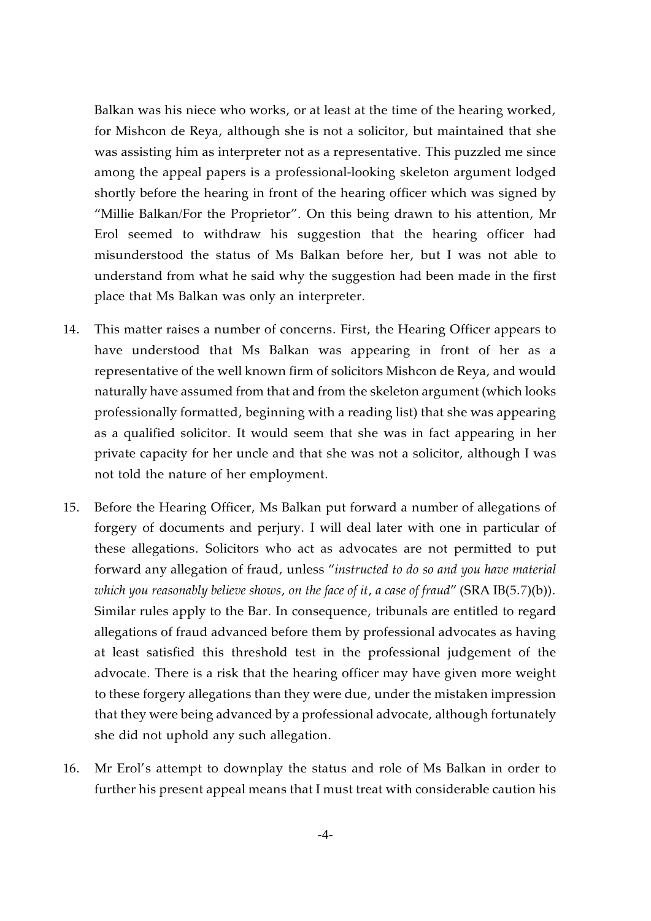Balkan was his niece who works, or at least at the time of the hearing worked, for Mishcon de Reya, although she is not a solicitor, but maintained that she was assisting him as interpreter not as a representative. This puzzled me since among the appeal papers is a professional-looking skeleton argument lodged shortly before the hearing in front of the hearing officer which was signed by "Millie Balkan/For the Proprietor". On this being drawn to his attention, Mr Erol seemed to withdraw his suggestion that the hearing officer had misunderstood the status of Ms Balkan before her, but I was not able to understand from what he said why the suggestion had been made in the first place that Ms Balkan was only an interpreter.

14. This matter raises a number of concerns. First, the Hearing Officer appears to have understood that Ms Balkan was appearing in front of her as a representative of the well known firm of solicitors Mishcon de Reya, and would naturally have assumed from that and from the skeleton argument (which looks professionally formatted, beginning with a reading list) that she was appearing as a qualified solicitor. It would seem that she was in fact appearing in her private capacity for her uncle and that she was not a solicitor, although I was not told the nature of her employment.

15. Before the Hearing Officer, Ms Balkan put forward a number of allegations of forgery of documents and perjury. I will deal later with one in particular of these allegations. Solicitors who act as advocates are not permitted to put forward any allegation of fraud, unless "*instructed to do so and you have material which you reasonably believe shows, on the face of it, a case of fraud*" (SRA IB(5.7)(b)). Similar rules apply to the Bar. In consequence, tribunals are entitled to regard allegations of fraud advanced before them by professional advocates as having at least satisfied this threshold test in the professional judgement of the advocate. There is a risk that the hearing officer may have given more weight to these forgery allegations than they were due, under the mistaken impression that they were being advanced by a professional advocate, although fortunately she did not uphold any such allegation.

16. Mr Erol's attempt to downplay the status and role of Ms Balkan in order to further his present appeal means that I must treat with considerable caution his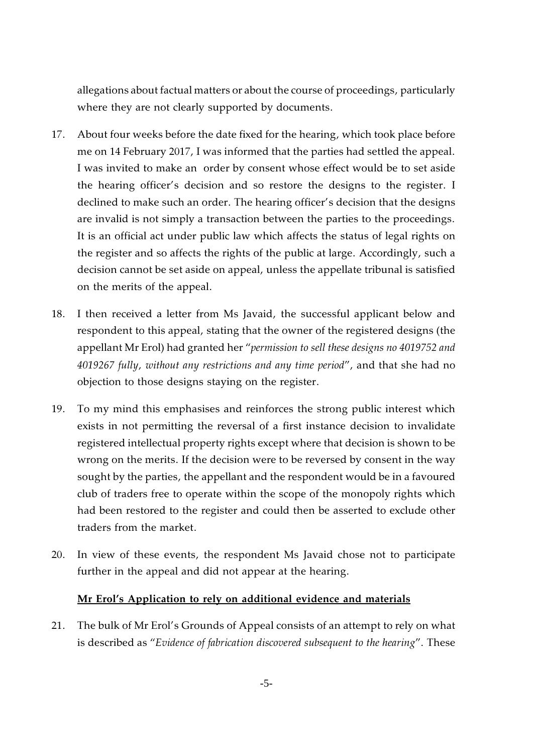allegations about factual matters or about the course of proceedings, particularly where they are not clearly supported by documents.

17. About four weeks before the date fixed for the hearing, which took place before me on 14 February 2017, I was informed that the parties had settled the appeal. I was invited to make an order by consent whose effect would be to set aside the hearing officer's decision and so restore the designs to the register. I declined to make such an order. The hearing officer's decision that the designs are invalid is not simply a transaction between the parties to the proceedings. It is an official act under public law which affects the status of legal rights on the register and so affects the rights of the public at large. Accordingly, such a decision cannot be set aside on appeal, unless the appellate tribunal is satisfied on the merits of the appeal.

18. I then received a letter from Ms Javaid, the successful applicant below and respondent to this appeal, stating that the owner of the registered designs (the appellant Mr Erol) had granted her "*permission to sell these designs no 4019752 and 4019267 fully, without any restrictions and any time period*", and that she had no objection to those designs staying on the register.

19. To my mind this emphasises and reinforces the strong public interest which exists in not permitting the reversal of a first instance decision to invalidate registered intellectual property rights except where that decision is shown to be wrong on the merits. If the decision were to be reversed by consent in the way sought by the parties, the appellant and the respondent would be in a favoured club of traders free to operate within the scope of the monopoly rights which had been restored to the register and could then be asserted to exclude other traders from the market.

20. In view of these events, the respondent Ms Javaid chose not to participate further in the appeal and did not appear at the hearing.

**Mr Erol's Application to rely on additional evidence and materials**

21. The bulk of Mr Erol's Grounds of Appeal consists of an attempt to rely on what is described as "*Evidence of fabrication discovered subsequent to the hearing*". These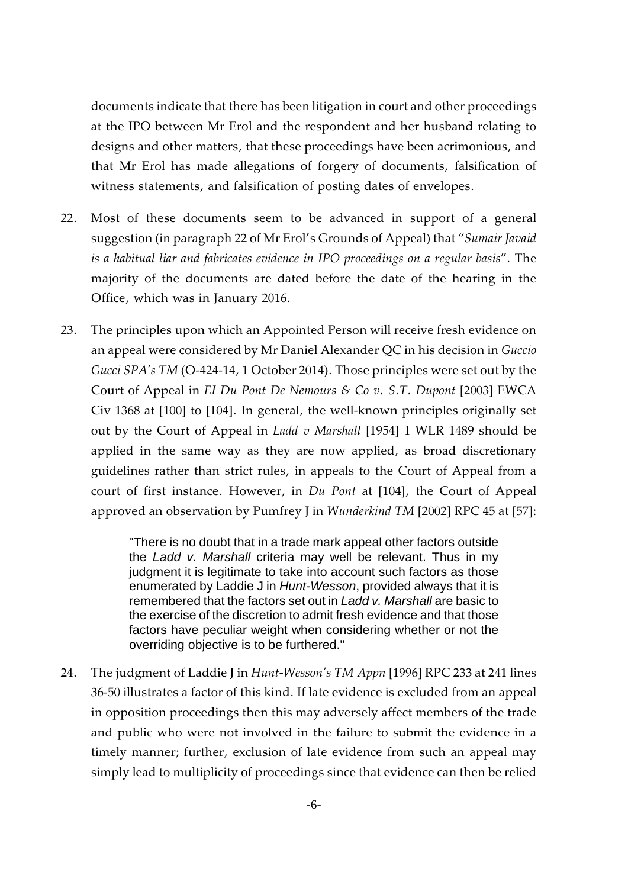documents indicate that there has been litigation in court and other proceedings at the IPO between Mr Erol and the respondent and her husband relating to designs and other matters, that these proceedings have been acrimonious, and that Mr Erol has made allegations of forgery of documents, falsification of witness statements, and falsification of posting dates of envelopes.

22. Most of these documents seem to be advanced in support of a general suggestion (in paragraph 22 of Mr Erol's Grounds of Appeal) that "*Sumair Javaid is a habitual liar and fabricates evidence in IPO proceedings on a regular basis*". The majority of the documents are dated before the date of the hearing in the Office, which was in January 2016.

23. The principles upon which an Appointed Person will receive fresh evidence on an appeal were considered by Mr Daniel Alexander QC in his decision in *Guccio Gucci SPA's TM* (O-424-14, 1 October 2014). Those principles were set out by the Court of Appeal in *EI Du Pont De Nemours & Co v. S.T. Dupont* [2003] EWCA Civ 1368 at [100] to [104]. In general, the well-known principles originally set out by the Court of Appeal in *Ladd v Marshall* [1954] 1 WLR 1489 should be applied in the same way as they are now applied, as broad discretionary guidelines rather than strict rules, in appeals to the Court of Appeal from a court of first instance. However, in *Du Pont* at [104], the Court of Appeal approved an observation by Pumfrey J in *Wunderkind TM* [2002] RPC 45 at [57]:

> "There is no doubt that in a trade mark appeal other factors outside the *Ladd v. Marshall* criteria may well be relevant. Thus in my judgment it is legitimate to take into account such factors as those enumerated by Laddie J in *Hunt-Wesson*, provided always that it is remembered that the factors set out in *Ladd v. Marshall* are basic to the exercise of the discretion to admit fresh evidence and that those factors have peculiar weight when considering whether or not the overriding objective is to be furthered."

24. The judgment of Laddie J in *Hunt-Wesson's TM Appn* [1996] RPC 233 at 241 lines 36-50 illustrates a factor of this kind. If late evidence is excluded from an appeal in opposition proceedings then this may adversely affect members of the trade and public who were not involved in the failure to submit the evidence in a timely manner; further, exclusion of late evidence from such an appeal may simply lead to multiplicity of proceedings since that evidence can then be relied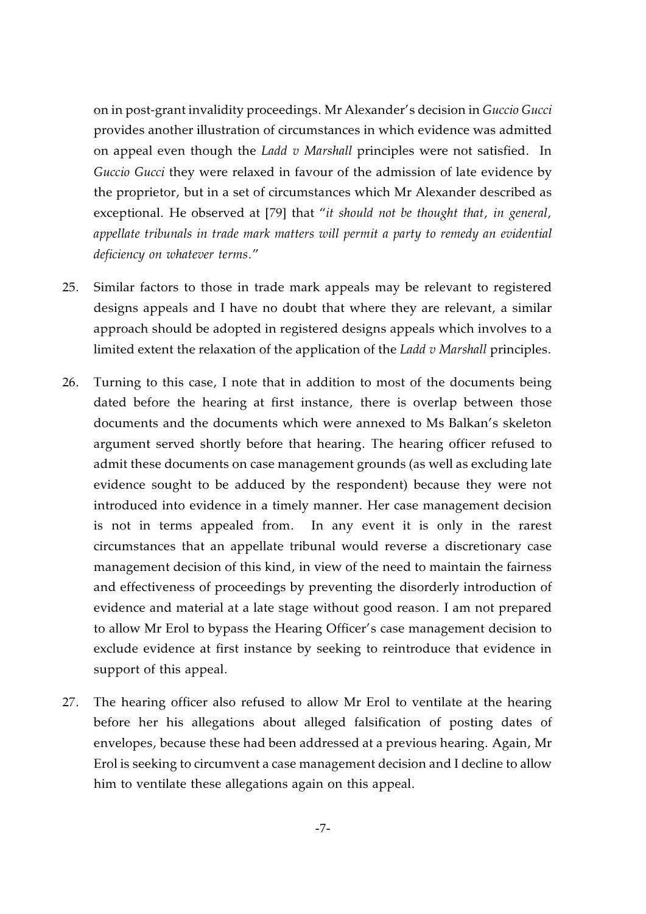on in post-grant invalidity proceedings. Mr Alexander's decision in *Guccio Gucci* provides another illustration of circumstances in which evidence was admitted on appeal even though the *Ladd v Marshall* principles were not satisfied. In *Guccio Gucci* they were relaxed in favour of the admission of late evidence by the proprietor, but in a set of circumstances which Mr Alexander described as exceptional. He observed at [79] that "*it should not be thought that, in general, appellate tribunals in trade mark matters will permit a party to remedy an evidential deficiency on whatever terms*."

25. Similar factors to those in trade mark appeals may be relevant to registered designs appeals and I have no doubt that where they are relevant, a similar approach should be adopted in registered designs appeals which involves to a limited extent the relaxation of the application of the *Ladd v Marshall* principles.

26. Turning to this case, I note that in addition to most of the documents being dated before the hearing at first instance, there is overlap between those documents and the documents which were annexed to Ms Balkan's skeleton argument served shortly before that hearing. The hearing officer refused to admit these documents on case management grounds (as well as excluding late evidence sought to be adduced by the respondent) because they were not introduced into evidence in a timely manner. Her case management decision is not in terms appealed from. In any event it is only in the rarest circumstances that an appellate tribunal would reverse a discretionary case management decision of this kind, in view of the need to maintain the fairness and effectiveness of proceedings by preventing the disorderly introduction of evidence and material at a late stage without good reason. I am not prepared to allow Mr Erol to bypass the Hearing Officer's case management decision to exclude evidence at first instance by seeking to reintroduce that evidence in support of this appeal.

27. The hearing officer also refused to allow Mr Erol to ventilate at the hearing before her his allegations about alleged falsification of posting dates of envelopes, because these had been addressed at a previous hearing. Again, Mr Erol is seeking to circumvent a case management decision and I decline to allow him to ventilate these allegations again on this appeal.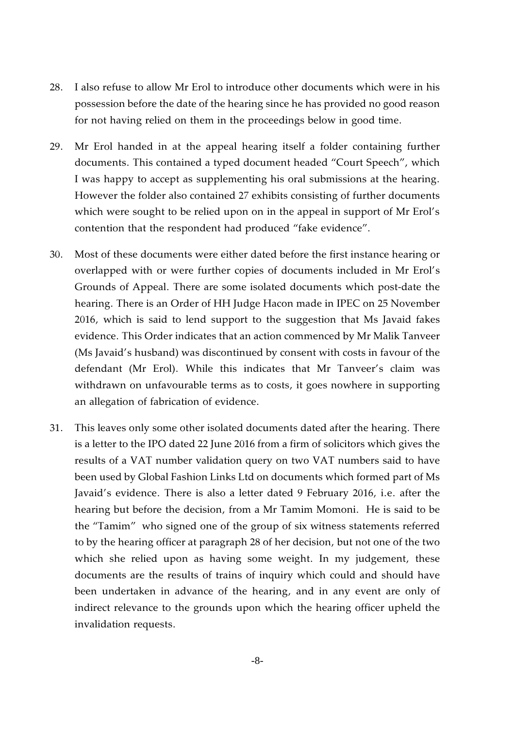28. I also refuse to allow Mr Erol to introduce other documents which were in his possession before the date of the hearing since he has provided no good reason for not having relied on them in the proceedings below in good time.

29. Mr Erol handed in at the appeal hearing itself a folder containing further documents. This contained a typed document headed "Court Speech", which I was happy to accept as supplementing his oral submissions at the hearing. However the folder also contained 27 exhibits consisting of further documents which were sought to be relied upon on in the appeal in support of Mr Erol's contention that the respondent had produced "fake evidence".

30. Most of these documents were either dated before the first instance hearing or overlapped with or were further copies of documents included in Mr Erol's Grounds of Appeal. There are some isolated documents which post-date the hearing. There is an Order of HH Judge Hacon made in IPEC on 25 November 2016, which is said to lend support to the suggestion that Ms Javaid fakes evidence. This Order indicates that an action commenced by Mr Malik Tanveer (Ms Javaid's husband) was discontinued by consent with costs in favour of the defendant (Mr Erol). While this indicates that Mr Tanveer's claim was withdrawn on unfavourable terms as to costs, it goes nowhere in supporting an allegation of fabrication of evidence.

31. This leaves only some other isolated documents dated after the hearing. There is a letter to the IPO dated 22 June 2016 from a firm of solicitors which gives the results of a VAT number validation query on two VAT numbers said to have been used by Global Fashion Links Ltd on documents which formed part of Ms Javaid's evidence. There is also a letter dated 9 February 2016, i.e. after the hearing but before the decision, from a Mr Tamim Momoni. He is said to be the "Tamim" who signed one of the group of six witness statements referred to by the hearing officer at paragraph 28 of her decision, but not one of the two which she relied upon as having some weight. In my judgement, these documents are the results of trains of inquiry which could and should have been undertaken in advance of the hearing, and in any event are only of indirect relevance to the grounds upon which the hearing officer upheld the invalidation requests.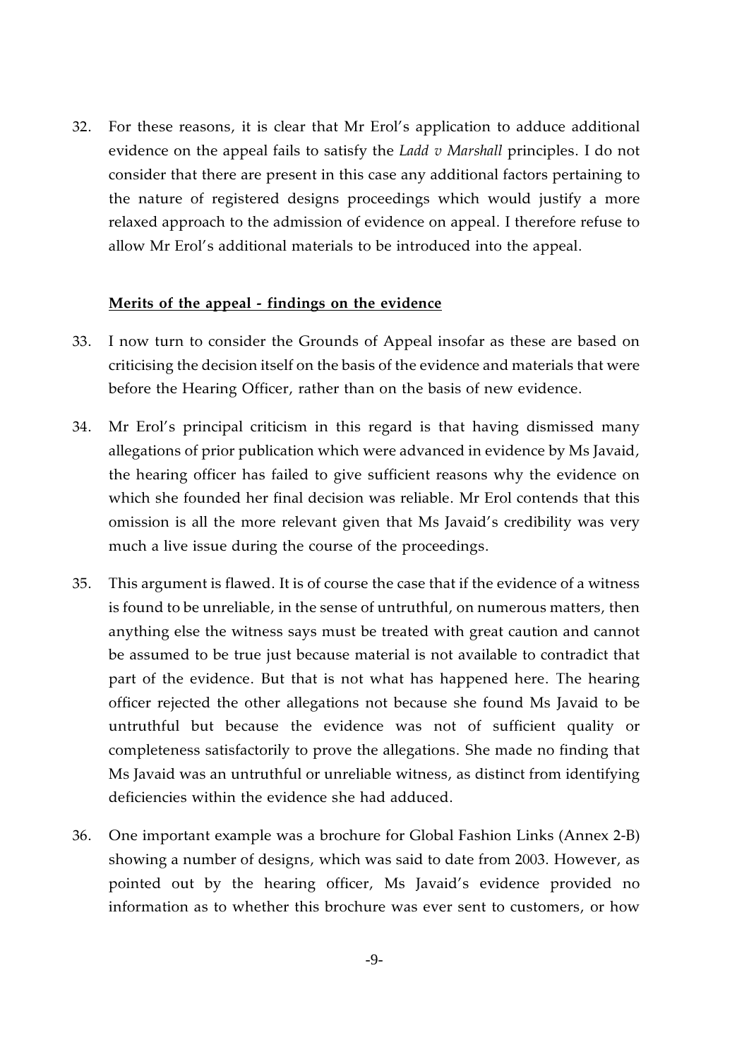32. For these reasons, it is clear that Mr Erol's application to adduce additional evidence on the appeal fails to satisfy the *Ladd v Marshall* principles. I do not consider that there are present in this case any additional factors pertaining to the nature of registered designs proceedings which would justify a more relaxed approach to the admission of evidence on appeal. I therefore refuse to allow Mr Erol's additional materials to be introduced into the appeal.

**Merits of the appeal - findings on the evidence**

33. I now turn to consider the Grounds of Appeal insofar as these are based on criticising the decision itself on the basis of the evidence and materials that were before the Hearing Officer, rather than on the basis of new evidence.

34. Mr Erol's principal criticism in this regard is that having dismissed many allegations of prior publication which were advanced in evidence by Ms Javaid, the hearing officer has failed to give sufficient reasons why the evidence on which she founded her final decision was reliable. Mr Erol contends that this omission is all the more relevant given that Ms Javaid's credibility was very much a live issue during the course of the proceedings.

35. This argument is flawed. It is of course the case that if the evidence of a witness is found to be unreliable, in the sense of untruthful, on numerous matters, then anything else the witness says must be treated with great caution and cannot be assumed to be true just because material is not available to contradict that part of the evidence. But that is not what has happened here. The hearing officer rejected the other allegations not because she found Ms Javaid to be untruthful but because the evidence was not of sufficient quality or completeness satisfactorily to prove the allegations. She made no finding that Ms Javaid was an untruthful or unreliable witness, as distinct from identifying deficiencies within the evidence she had adduced.

36. One important example was a brochure for Global Fashion Links (Annex 2-B) showing a number of designs, which was said to date from 2003. However, as pointed out by the hearing officer, Ms Javaid's evidence provided no information as to whether this brochure was ever sent to customers, or how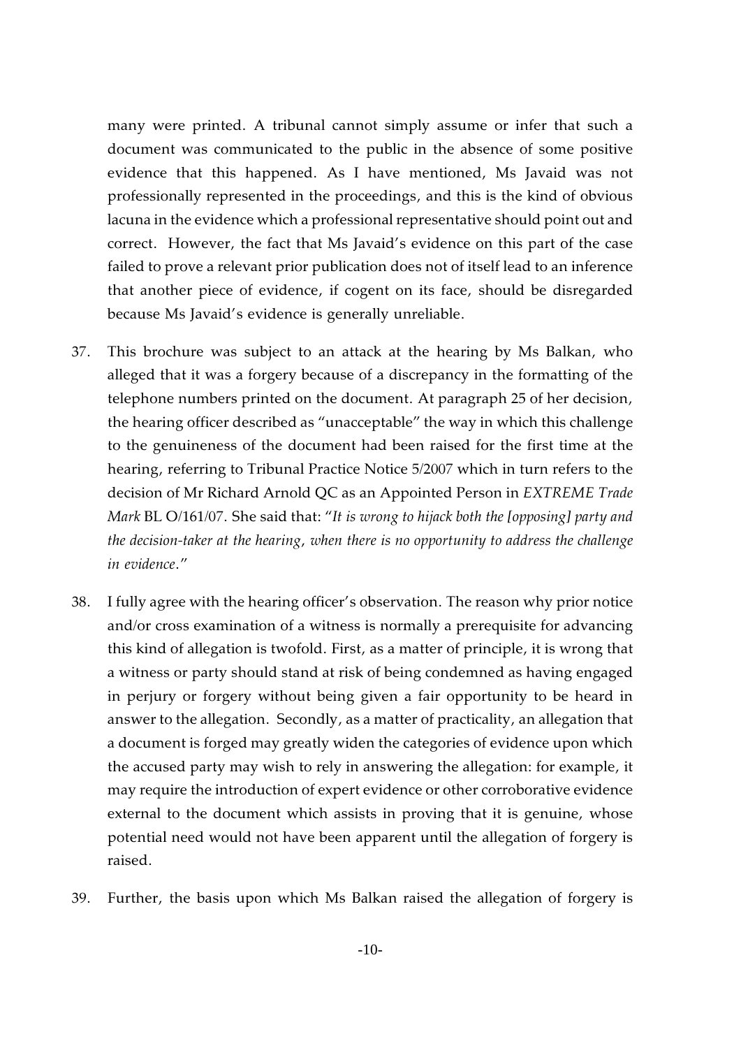many were printed. A tribunal cannot simply assume or infer that such a document was communicated to the public in the absence of some positive evidence that this happened. As I have mentioned, Ms Javaid was not professionally represented in the proceedings, and this is the kind of obvious lacuna in the evidence which a professional representative should point out and correct. However, the fact that Ms Javaid's evidence on this part of the case failed to prove a relevant prior publication does not of itself lead to an inference that another piece of evidence, if cogent on its face, should be disregarded because Ms Javaid's evidence is generally unreliable.

37. This brochure was subject to an attack at the hearing by Ms Balkan, who alleged that it was a forgery because of a discrepancy in the formatting of the telephone numbers printed on the document. At paragraph 25 of her decision, the hearing officer described as "unacceptable" the way in which this challenge to the genuineness of the document had been raised for the first time at the hearing, referring to Tribunal Practice Notice 5/2007 which in turn refers to the decision of Mr Richard Arnold QC as an Appointed Person in *EXTREME Trade Mark* BL O/161/07. She said that: "*It is wrong to hijack both the [opposing] party and the decision-taker at the hearing, when there is no opportunity to address the challenge in evidence*."

38. I fully agree with the hearing officer's observation. The reason why prior notice and/or cross examination of a witness is normally a prerequisite for advancing this kind of allegation is twofold. First, as a matter of principle, it is wrong that a witness or party should stand at risk of being condemned as having engaged in perjury or forgery without being given a fair opportunity to be heard in answer to the allegation. Secondly, as a matter of practicality, an allegation that a document is forged may greatly widen the categories of evidence upon which the accused party may wish to rely in answering the allegation: for example, it may require the introduction of expert evidence or other corroborative evidence external to the document which assists in proving that it is genuine, whose potential need would not have been apparent until the allegation of forgery is raised.

39. Further, the basis upon which Ms Balkan raised the allegation of forgery is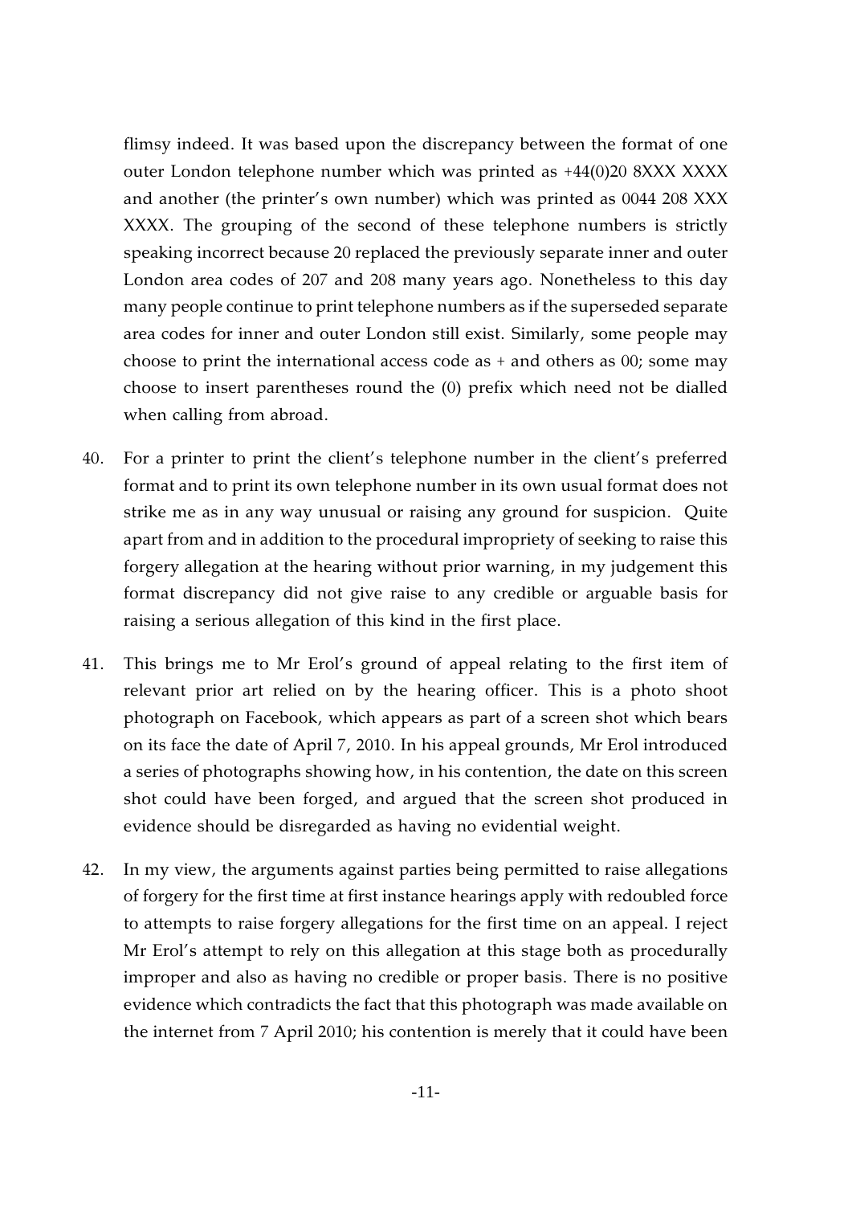flimsy indeed. It was based upon the discrepancy between the format of one outer London telephone number which was printed as +44(0)20 8XXX XXXX and another (the printer's own number) which was printed as 0044 208 XXX XXXX. The grouping of the second of these telephone numbers is strictly speaking incorrect because 20 replaced the previously separate inner and outer London area codes of 207 and 208 many years ago. Nonetheless to this day many people continue to print telephone numbers as if the superseded separate area codes for inner and outer London still exist. Similarly, some people may choose to print the international access code as + and others as 00; some may choose to insert parentheses round the (0) prefix which need not be dialled when calling from abroad.

40. For a printer to print the client's telephone number in the client's preferred format and to print its own telephone number in its own usual format does not strike me as in any way unusual or raising any ground for suspicion. Quite apart from and in addition to the procedural impropriety of seeking to raise this forgery allegation at the hearing without prior warning, in my judgement this format discrepancy did not give raise to any credible or arguable basis for raising a serious allegation of this kind in the first place.

41. This brings me to Mr Erol's ground of appeal relating to the first item of relevant prior art relied on by the hearing officer. This is a photo shoot photograph on Facebook, which appears as part of a screen shot which bears on its face the date of April 7, 2010. In his appeal grounds, Mr Erol introduced a series of photographs showing how, in his contention, the date on this screen shot could have been forged, and argued that the screen shot produced in evidence should be disregarded as having no evidential weight.

42. In my view, the arguments against parties being permitted to raise allegations of forgery for the first time at first instance hearings apply with redoubled force to attempts to raise forgery allegations for the first time on an appeal. I reject Mr Erol's attempt to rely on this allegation at this stage both as procedurally improper and also as having no credible or proper basis. There is no positive evidence which contradicts the fact that this photograph was made available on the internet from 7 April 2010; his contention is merely that it could have been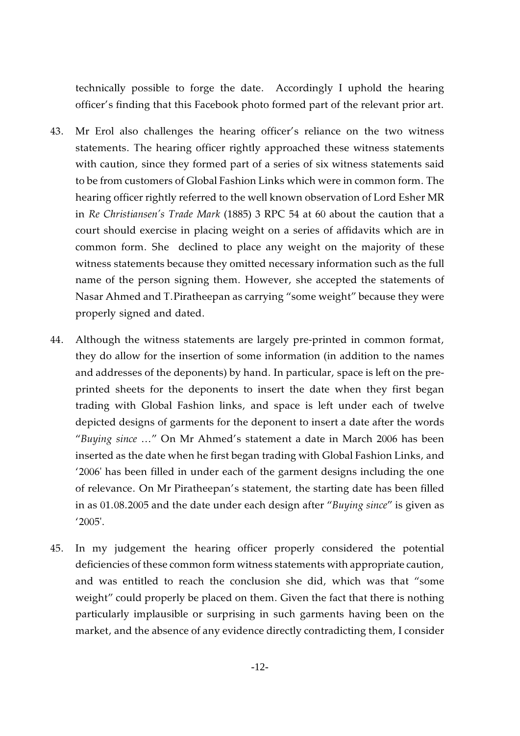technically possible to forge the date. Accordingly I uphold the hearing officer's finding that this Facebook photo formed part of the relevant prior art.

43. Mr Erol also challenges the hearing officer's reliance on the two witness statements. The hearing officer rightly approached these witness statements with caution, since they formed part of a series of six witness statements said to be from customers of Global Fashion Links which were in common form. The hearing officer rightly referred to the well known observation of Lord Esher MR in *Re Christiansen's Trade Mark* (1885) 3 RPC 54 at 60 about the caution that a court should exercise in placing weight on a series of affidavits which are in common form. She declined to place any weight on the majority of these witness statements because they omitted necessary information such as the full name of the person signing them. However, she accepted the statements of Nasar Ahmed and T. Piratheepan as carrying "some weight" because they were properly signed and dated.

44. Although the witness statements are largely pre-printed in common format, they do allow for the insertion of some information (in addition to the names and addresses of the deponents) by hand. In particular, space is left on the pre-printed sheets for the deponents to insert the date when they first began trading with Global Fashion links, and space is left under each of twelve depicted designs of garments for the deponent to insert a date after the words "*Buying since* …" On Mr Ahmed's statement a date in March 2006 has been inserted as the date when he first began trading with Global Fashion Links, and '2006' has been filled in under each of the garment designs including the one of relevance. On Mr Piratheepan's statement, the starting date has been filled in as 01.08.2005 and the date under each design after "*Buying since*" is given as '2005'.

45. In my judgement the hearing officer properly considered the potential deficiencies of these common form witness statements with appropriate caution, and was entitled to reach the conclusion she did, which was that "some weight" could properly be placed on them. Given the fact that there is nothing particularly implausible or surprising in such garments having been on the market, and the absence of any evidence directly contradicting them, I consider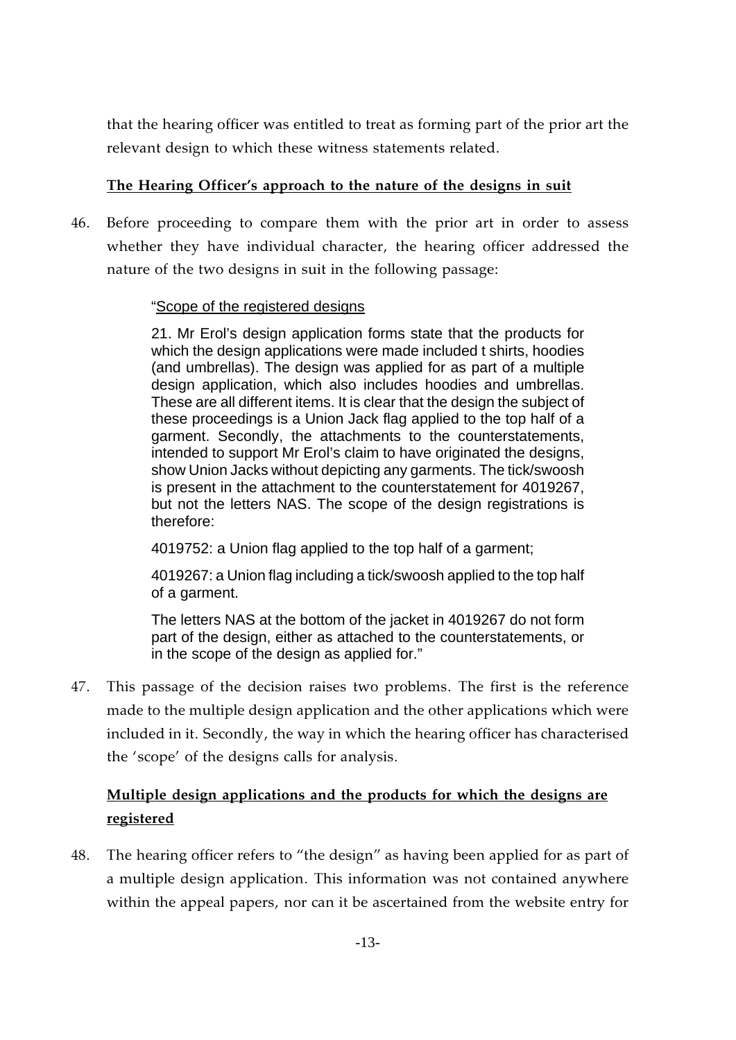that the hearing officer was entitled to treat as forming part of the prior art the relevant design to which these witness statements related.

**The Hearing Officer's approach to the nature of the designs in suit**

46. Before proceeding to compare them with the prior art in order to assess whether they have individual character, the hearing officer addressed the nature of the two designs in suit in the following passage:

> "Scope of the registered designs
>
> 21. Mr Erol's design application forms state that the products for which the design applications were made included t shirts, hoodies (and umbrellas). The design was applied for as part of a multiple design application, which also includes hoodies and umbrellas. These are all different items. It is clear that the design the subject of these proceedings is a Union Jack flag applied to the top half of a garment. Secondly, the attachments to the counterstatements, intended to support Mr Erol's claim to have originated the designs, show Union Jacks without depicting any garments. The tick/swoosh is present in the attachment to the counterstatement for 4019267, but not the letters NAS. The scope of the design registrations is therefore:
>
> 4019752: a Union flag applied to the top half of a garment;
>
> 4019267: a Union flag including a tick/swoosh applied to the top half of a garment.
>
> The letters NAS at the bottom of the jacket in 4019267 do not form part of the design, either as attached to the counterstatements, or in the scope of the design as applied for."

47. This passage of the decision raises two problems. The first is the reference made to the multiple design application and the other applications which were included in it. Secondly, the way in which the hearing officer has characterised the 'scope' of the designs calls for analysis.

**Multiple design applications and the products for which the designs are registered**

48. The hearing officer refers to "the design" as having been applied for as part of a multiple design application. This information was not contained anywhere within the appeal papers, nor can it be ascertained from the website entry for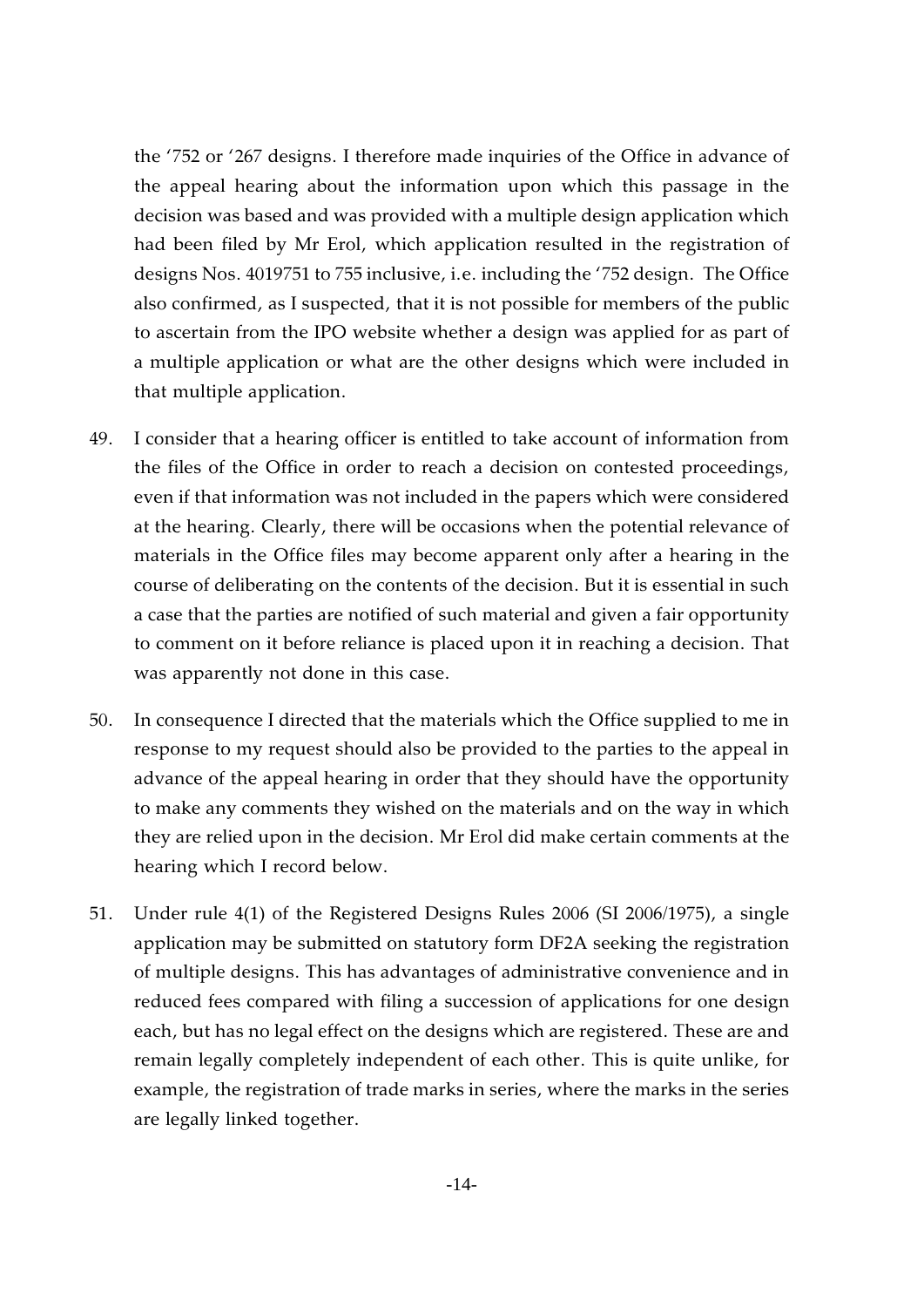the '752 or '267 designs. I therefore made inquiries of the Office in advance of the appeal hearing about the information upon which this passage in the decision was based and was provided with a multiple design application which had been filed by Mr Erol, which application resulted in the registration of designs Nos. 4019751 to 755 inclusive, i.e. including the '752 design. The Office also confirmed, as I suspected, that it is not possible for members of the public to ascertain from the IPO website whether a design was applied for as part of a multiple application or what are the other designs which were included in that multiple application.

49. I consider that a hearing officer is entitled to take account of information from the files of the Office in order to reach a decision on contested proceedings, even if that information was not included in the papers which were considered at the hearing. Clearly, there will be occasions when the potential relevance of materials in the Office files may become apparent only after a hearing in the course of deliberating on the contents of the decision. But it is essential in such a case that the parties are notified of such material and given a fair opportunity to comment on it before reliance is placed upon it in reaching a decision. That was apparently not done in this case.

50. In consequence I directed that the materials which the Office supplied to me in response to my request should also be provided to the parties to the appeal in advance of the appeal hearing in order that they should have the opportunity to make any comments they wished on the materials and on the way in which they are relied upon in the decision. Mr Erol did make certain comments at the hearing which I record below.

51. Under rule 4(1) of the Registered Designs Rules 2006 (SI 2006/1975), a single application may be submitted on statutory form DF2A seeking the registration of multiple designs. This has advantages of administrative convenience and in reduced fees compared with filing a succession of applications for one design each, but has no legal effect on the designs which are registered. These are and remain legally completely independent of each other. This is quite unlike, for example, the registration of trade marks in series, where the marks in the series are legally linked together.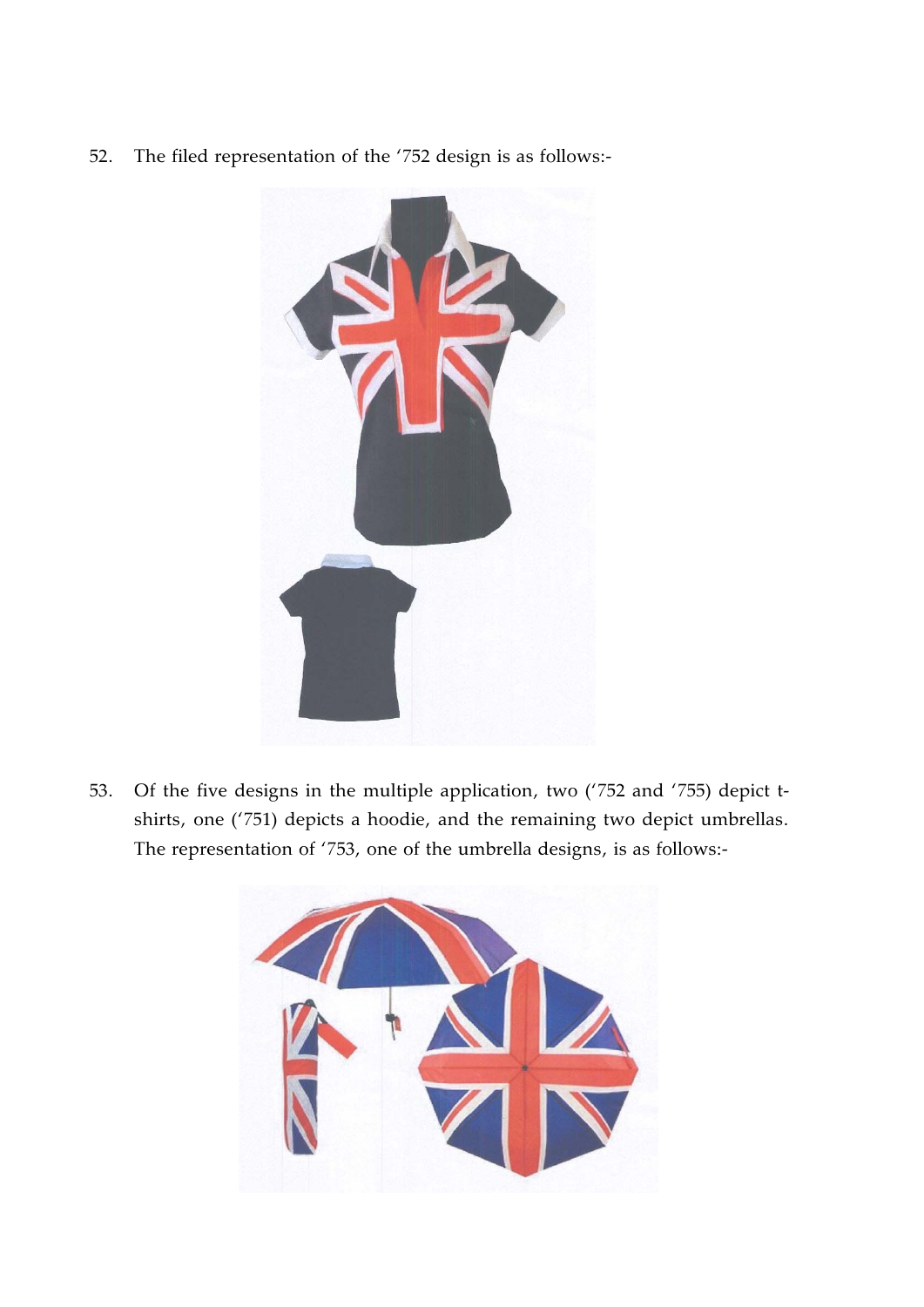52. The filed representation of the '752 design is as follows:-

53. Of the five designs in the multiple application, two ('752 and '755) depict t-shirts, one ('751) depicts a hoodie, and the remaining two depict umbrellas. The representation of '753, one of the umbrella designs, is as follows:-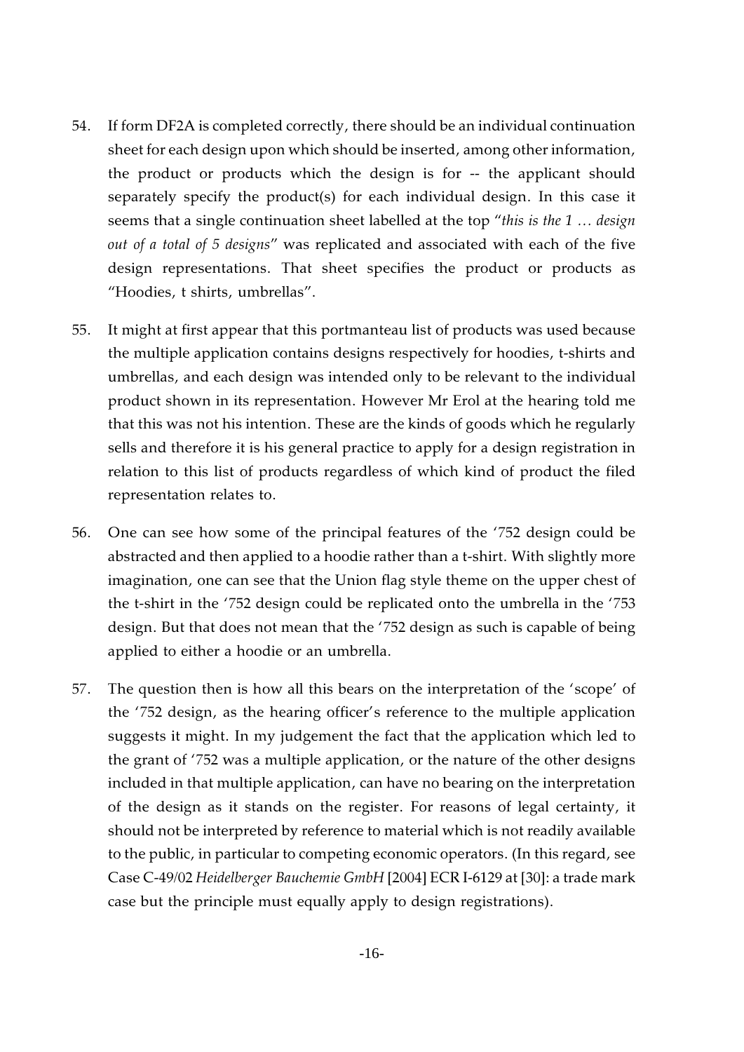54. If form DF2A is completed correctly, there should be an individual continuation sheet for each design upon which should be inserted, among other information, the product or products which the design is for -- the applicant should separately specify the product(s) for each individual design. In this case it seems that a single continuation sheet labelled at the top "*this is the 1 … design out of a total of 5 designs*" was replicated and associated with each of the five design representations. That sheet specifies the product or products as "Hoodies, t shirts, umbrellas".

55. It might at first appear that this portmanteau list of products was used because the multiple application contains designs respectively for hoodies, t-shirts and umbrellas, and each design was intended only to be relevant to the individual product shown in its representation. However Mr Erol at the hearing told me that this was not his intention. These are the kinds of goods which he regularly sells and therefore it is his general practice to apply for a design registration in relation to this list of products regardless of which kind of product the filed representation relates to.

56. One can see how some of the principal features of the '752 design could be abstracted and then applied to a hoodie rather than a t-shirt. With slightly more imagination, one can see that the Union flag style theme on the upper chest of the t-shirt in the '752 design could be replicated onto the umbrella in the '753 design. But that does not mean that the '752 design as such is capable of being applied to either a hoodie or an umbrella.

57. The question then is how all this bears on the interpretation of the 'scope' of the '752 design, as the hearing officer's reference to the multiple application suggests it might. In my judgement the fact that the application which led to the grant of '752 was a multiple application, or the nature of the other designs included in that multiple application, can have no bearing on the interpretation of the design as it stands on the register. For reasons of legal certainty, it should not be interpreted by reference to material which is not readily available to the public, in particular to competing economic operators. (In this regard, see Case C-49/02 *Heidelberger Bauchemie GmbH* [2004] ECR I-6129 at [30]: a trade mark case but the principle must equally apply to design registrations).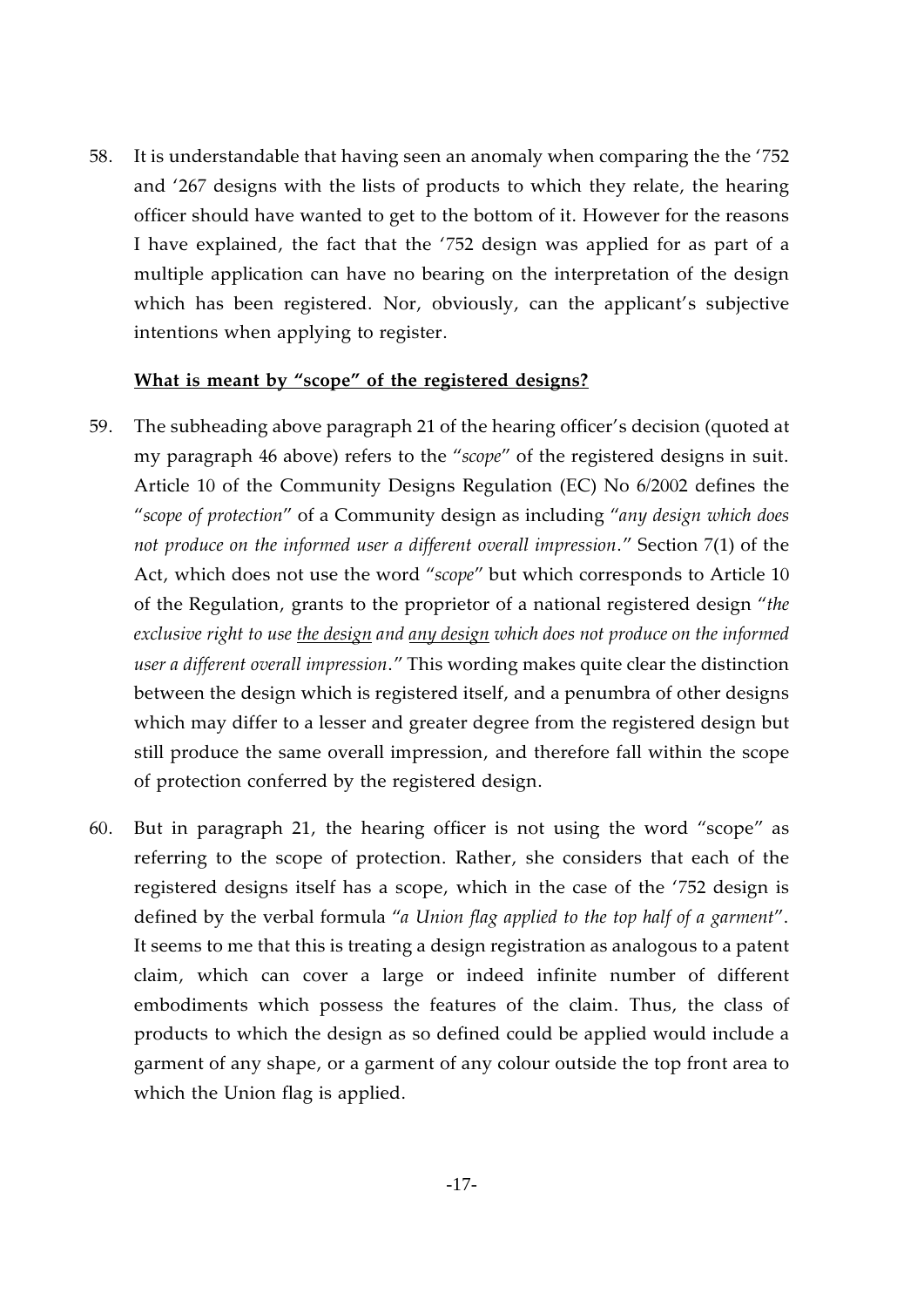58. It is understandable that having seen an anomaly when comparing the the '752 and '267 designs with the lists of products to which they relate, the hearing officer should have wanted to get to the bottom of it. However for the reasons I have explained, the fact that the '752 design was applied for as part of a multiple application can have no bearing on the interpretation of the design which has been registered. Nor, obviously, can the applicant's subjective intentions when applying to register.

**<u>What is meant by "scope" of the registered designs?</u>**

59. The subheading above paragraph 21 of the hearing officer's decision (quoted at my paragraph 46 above) refers to the "*scope*" of the registered designs in suit. Article 10 of the Community Designs Regulation (EC) No 6/2002 defines the "*scope of protection*" of a Community design as including "*any design which does not produce on the informed user a different overall impression*." Section 7(1) of the Act, which does not use the word "*scope*" but which corresponds to Article 10 of the Regulation, grants to the proprietor of a national registered design "*the exclusive right to use <u>the design</u> and <u>any design</u> which does not produce on the informed user a different overall impression*." This wording makes quite clear the distinction between the design which is registered itself, and a penumbra of other designs which may differ to a lesser and greater degree from the registered design but still produce the same overall impression, and therefore fall within the scope of protection conferred by the registered design.

60. But in paragraph 21, the hearing officer is not using the word "scope" as referring to the scope of protection. Rather, she considers that each of the registered designs itself has a scope, which in the case of the '752 design is defined by the verbal formula "*a Union flag applied to the top half of a garment*". It seems to me that this is treating a design registration as analogous to a patent claim, which can cover a large or indeed infinite number of different embodiments which possess the features of the claim. Thus, the class of products to which the design as so defined could be applied would include a garment of any shape, or a garment of any colour outside the top front area to which the Union flag is applied.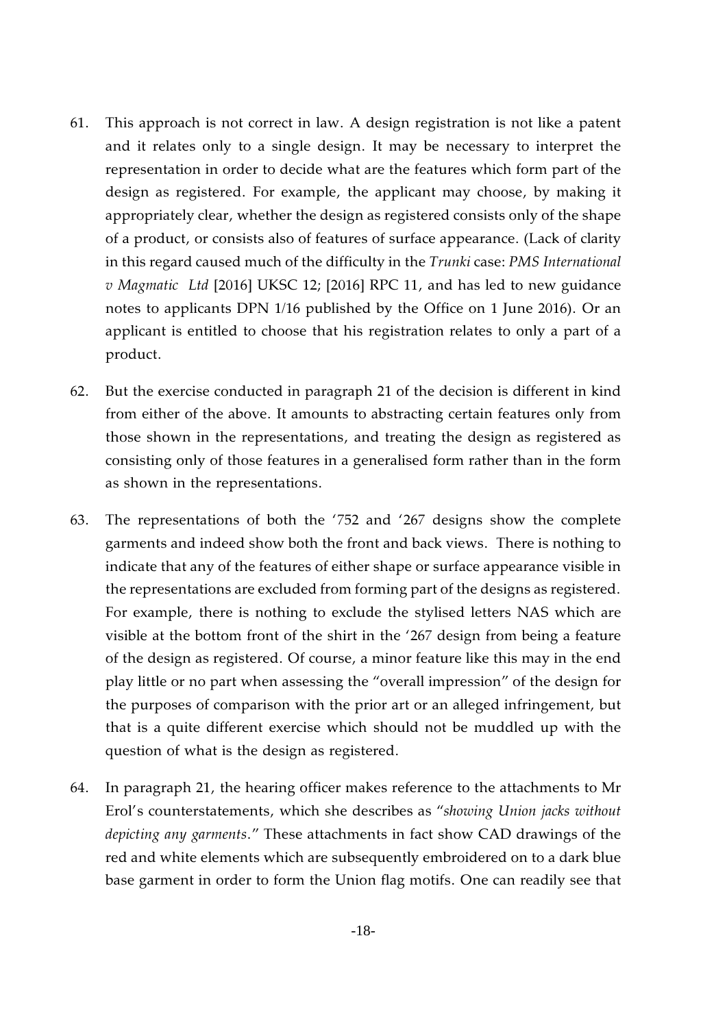61. This approach is not correct in law. A design registration is not like a patent and it relates only to a single design. It may be necessary to interpret the representation in order to decide what are the features which form part of the design as registered. For example, the applicant may choose, by making it appropriately clear, whether the design as registered consists only of the shape of a product, or consists also of features of surface appearance. (Lack of clarity in this regard caused much of the difficulty in the *Trunki* case: *PMS International v Magmatic Ltd* [2016] UKSC 12; [2016] RPC 11, and has led to new guidance notes to applicants DPN 1/16 published by the Office on 1 June 2016). Or an applicant is entitled to choose that his registration relates to only a part of a product.

62. But the exercise conducted in paragraph 21 of the decision is different in kind from either of the above. It amounts to abstracting certain features only from those shown in the representations, and treating the design as registered as consisting only of those features in a generalised form rather than in the form as shown in the representations.

63. The representations of both the '752 and '267 designs show the complete garments and indeed show both the front and back views. There is nothing to indicate that any of the features of either shape or surface appearance visible in the representations are excluded from forming part of the designs as registered. For example, there is nothing to exclude the stylised letters NAS which are visible at the bottom front of the shirt in the '267 design from being a feature of the design as registered. Of course, a minor feature like this may in the end play little or no part when assessing the "overall impression" of the design for the purposes of comparison with the prior art or an alleged infringement, but that is a quite different exercise which should not be muddled up with the question of what is the design as registered.

64. In paragraph 21, the hearing officer makes reference to the attachments to Mr Erol's counterstatements, which she describes as "*showing Union jacks without depicting any garments*." These attachments in fact show CAD drawings of the red and white elements which are subsequently embroidered on to a dark blue base garment in order to form the Union flag motifs. One can readily see that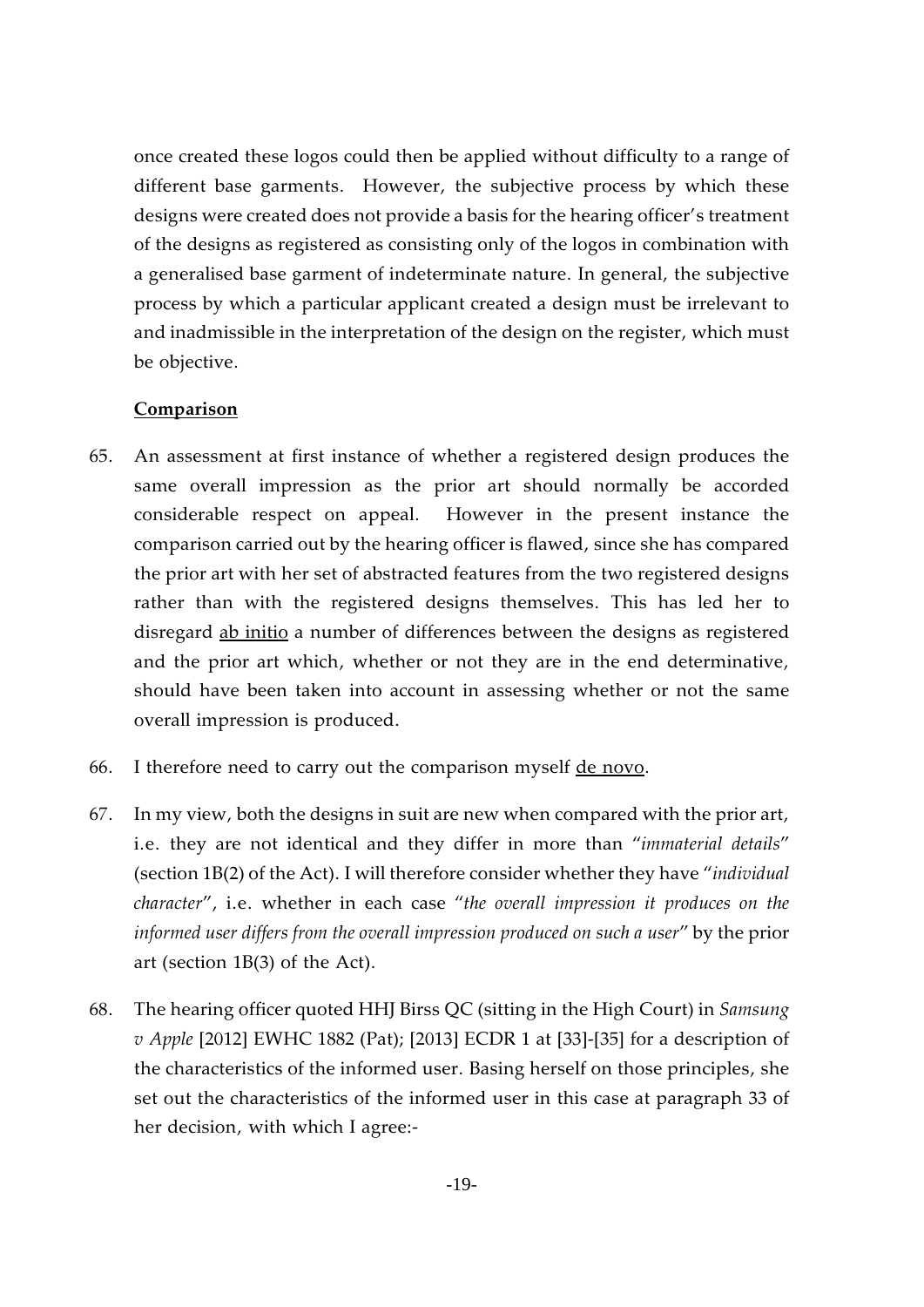once created these logos could then be applied without difficulty to a range of different base garments. However, the subjective process by which these designs were created does not provide a basis for the hearing officer's treatment of the designs as registered as consisting only of the logos in combination with a generalised base garment of indeterminate nature. In general, the subjective process by which a particular applicant created a design must be irrelevant to and inadmissible in the interpretation of the design on the register, which must be objective.

**Comparison**

65. An assessment at first instance of whether a registered design produces the same overall impression as the prior art should normally be accorded considerable respect on appeal. However in the present instance the comparison carried out by the hearing officer is flawed, since she has compared the prior art with her set of abstracted features from the two registered designs rather than with the registered designs themselves. This has led her to disregard ab initio a number of differences between the designs as registered and the prior art which, whether or not they are in the end determinative, should have been taken into account in assessing whether or not the same overall impression is produced.

66. I therefore need to carry out the comparison myself de novo.

67. In my view, both the designs in suit are new when compared with the prior art, i.e. they are not identical and they differ in more than "*immaterial details*" (section 1B(2) of the Act). I will therefore consider whether they have "*individual character*", i.e. whether in each case "*the overall impression it produces on the informed user differs from the overall impression produced on such a user*" by the prior art (section 1B(3) of the Act).

68. The hearing officer quoted HHJ Birss QC (sitting in the High Court) in *Samsung v Apple* [2012] EWHC 1882 (Pat); [2013] ECDR 1 at [33]-[35] for a description of the characteristics of the informed user. Basing herself on those principles, she set out the characteristics of the informed user in this case at paragraph 33 of her decision, with which I agree:-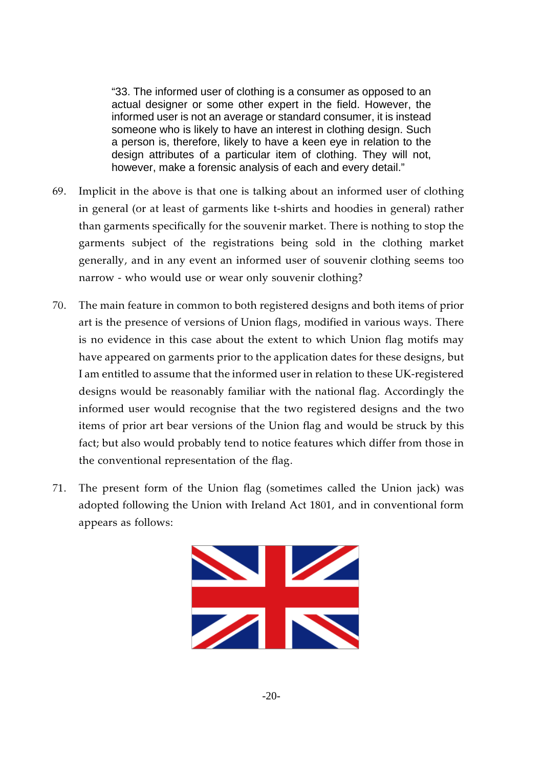> "33. The informed user of clothing is a consumer as opposed to an actual designer or some other expert in the field. However, the informed user is not an average or standard consumer, it is instead someone who is likely to have an interest in clothing design. Such a person is, therefore, likely to have a keen eye in relation to the design attributes of a particular item of clothing. They will not, however, make a forensic analysis of each and every detail."

69. Implicit in the above is that one is talking about an informed user of clothing in general (or at least of garments like t-shirts and hoodies in general) rather than garments specifically for the souvenir market. There is nothing to stop the garments subject of the registrations being sold in the clothing market generally, and in any event an informed user of souvenir clothing seems too narrow - who would use or wear only souvenir clothing?

70. The main feature in common to both registered designs and both items of prior art is the presence of versions of Union flags, modified in various ways. There is no evidence in this case about the extent to which Union flag motifs may have appeared on garments prior to the application dates for these designs, but I am entitled to assume that the informed user in relation to these UK-registered designs would be reasonably familiar with the national flag. Accordingly the informed user would recognise that the two registered designs and the two items of prior art bear versions of the Union flag and would be struck by this fact; but also would probably tend to notice features which differ from those in the conventional representation of the flag.

71. The present form of the Union flag (sometimes called the Union jack) was adopted following the Union with Ireland Act 1801, and in conventional form appears as follows: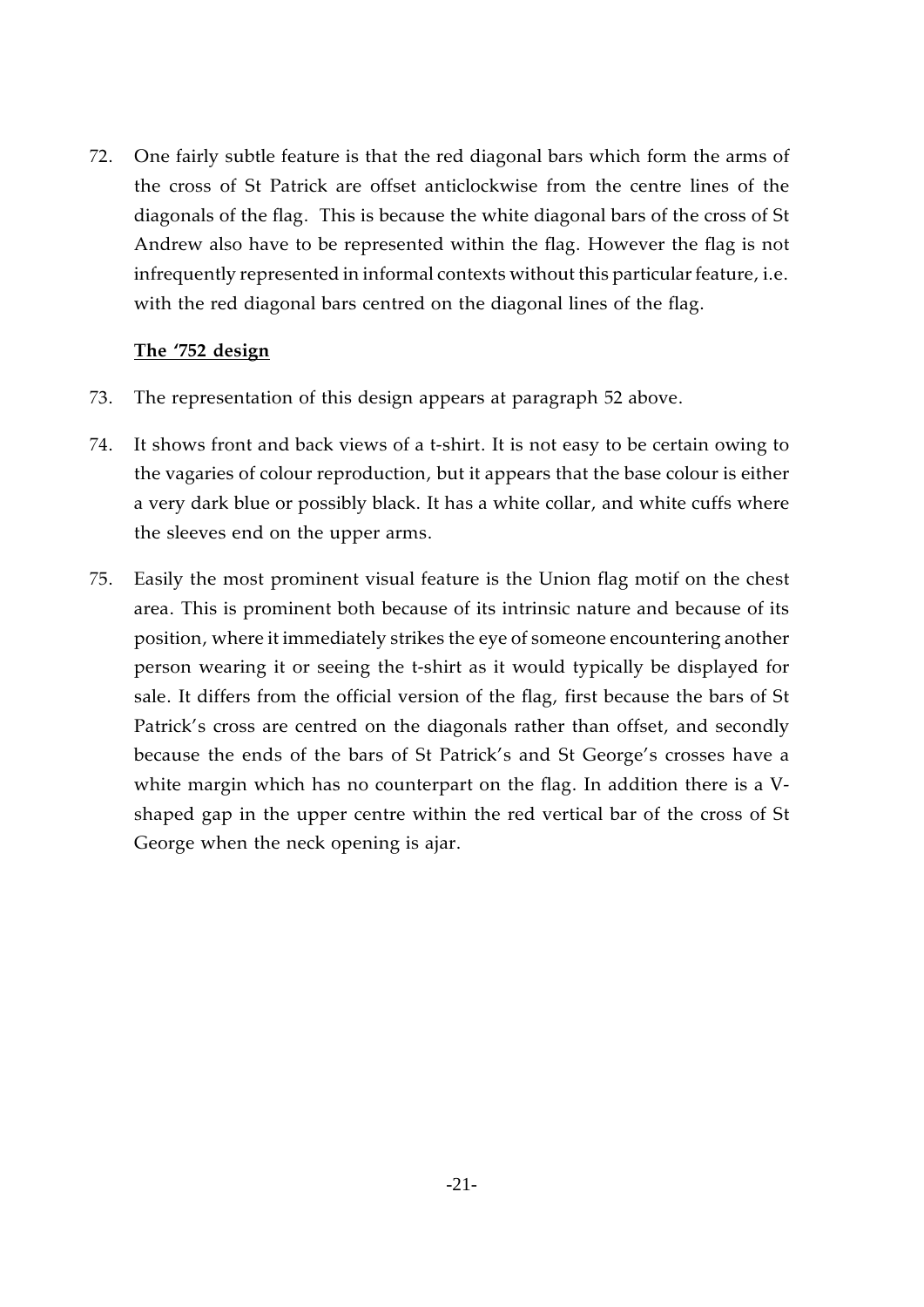72. One fairly subtle feature is that the red diagonal bars which form the arms of the cross of St Patrick are offset anticlockwise from the centre lines of the diagonals of the flag. This is because the white diagonal bars of the cross of St Andrew also have to be represented within the flag. However the flag is not infrequently represented in informal contexts without this particular feature, i.e. with the red diagonal bars centred on the diagonal lines of the flag.

**<u>The '752 design</u>**

73. The representation of this design appears at paragraph 52 above.

74. It shows front and back views of a t-shirt. It is not easy to be certain owing to the vagaries of colour reproduction, but it appears that the base colour is either a very dark blue or possibly black. It has a white collar, and white cuffs where the sleeves end on the upper arms.

75. Easily the most prominent visual feature is the Union flag motif on the chest area. This is prominent both because of its intrinsic nature and because of its position, where it immediately strikes the eye of someone encountering another person wearing it or seeing the t-shirt as it would typically be displayed for sale. It differs from the official version of the flag, first because the bars of St Patrick's cross are centred on the diagonals rather than offset, and secondly because the ends of the bars of St Patrick's and St George's crosses have a white margin which has no counterpart on the flag. In addition there is a V-shaped gap in the upper centre within the red vertical bar of the cross of St George when the neck opening is ajar.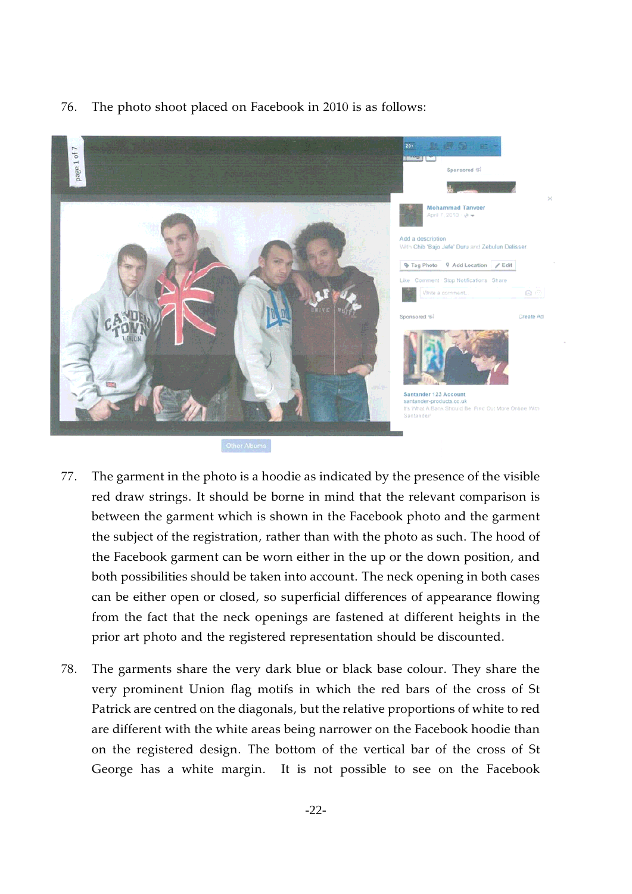76. The photo shoot placed on Facebook in 2010 is as follows:

77. The garment in the photo is a hoodie as indicated by the presence of the visible red draw strings. It should be borne in mind that the relevant comparison is between the garment which is shown in the Facebook photo and the garment the subject of the registration, rather than with the photo as such. The hood of the Facebook garment can be worn either in the up or the down position, and both possibilities should be taken into account. The neck opening in both cases can be either open or closed, so superficial differences of appearance flowing from the fact that the neck openings are fastened at different heights in the prior art photo and the registered representation should be discounted.

78. The garments share the very dark blue or black base colour. They share the very prominent Union flag motifs in which the red bars of the cross of St Patrick are centred on the diagonals, but the relative proportions of white to red are different with the white areas being narrower on the Facebook hoodie than on the registered design. The bottom of the vertical bar of the cross of St George has a white margin. It is not possible to see on the Facebook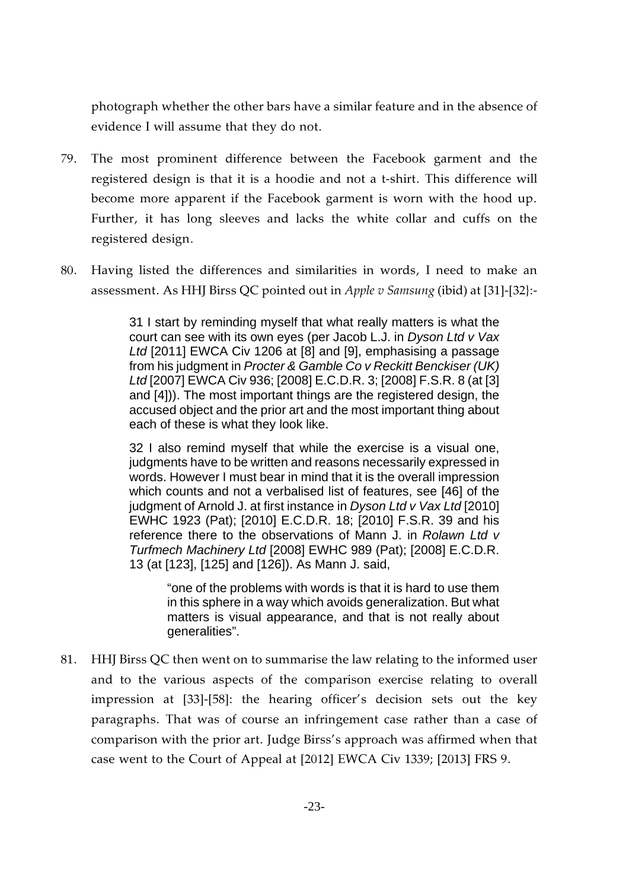photograph whether the other bars have a similar feature and in the absence of evidence I will assume that they do not.

79. The most prominent difference between the Facebook garment and the registered design is that it is a hoodie and not a t-shirt. This difference will become more apparent if the Facebook garment is worn with the hood up. Further, it has long sleeves and lacks the white collar and cuffs on the registered design.

80. Having listed the differences and similarities in words, I need to make an assessment. As HHJ Birss QC pointed out in *Apple v Samsung* (ibid) at [31]-[32}:-

> 31 I start by reminding myself that what really matters is what the court can see with its own eyes (per Jacob L.J. in *Dyson Ltd v Vax Ltd* [2011] EWCA Civ 1206 at [8] and [9], emphasising a passage from his judgment in *Procter & Gamble Co v Reckitt Benckiser (UK) Ltd* [2007] EWCA Civ 936; [2008] E.C.D.R. 3; [2008] F.S.R. 8 (at [3] and [4])). The most important things are the registered design, the accused object and the prior art and the most important thing about each of these is what they look like.
>
> 32 I also remind myself that while the exercise is a visual one, judgments have to be written and reasons necessarily expressed in words. However I must bear in mind that it is the overall impression which counts and not a verbalised list of features, see [46] of the judgment of Arnold J. at first instance in *Dyson Ltd v Vax Ltd* [2010] EWHC 1923 (Pat); [2010] E.C.D.R. 18; [2010] F.S.R. 39 and his reference there to the observations of Mann J. in *Rolawn Ltd v Turfmech Machinery Ltd* [2008] EWHC 989 (Pat); [2008] E.C.D.R. 13 (at [123], [125] and [126]). As Mann J. said,
>
> > "one of the problems with words is that it is hard to use them in this sphere in a way which avoids generalization. But what matters is visual appearance, and that is not really about generalities".

81. HHJ Birss QC then went on to summarise the law relating to the informed user and to the various aspects of the comparison exercise relating to overall impression at [33]-[58]: the hearing officer's decision sets out the key paragraphs. That was of course an infringement case rather than a case of comparison with the prior art. Judge Birss's approach was affirmed when that case went to the Court of Appeal at [2012] EWCA Civ 1339; [2013] FRS 9.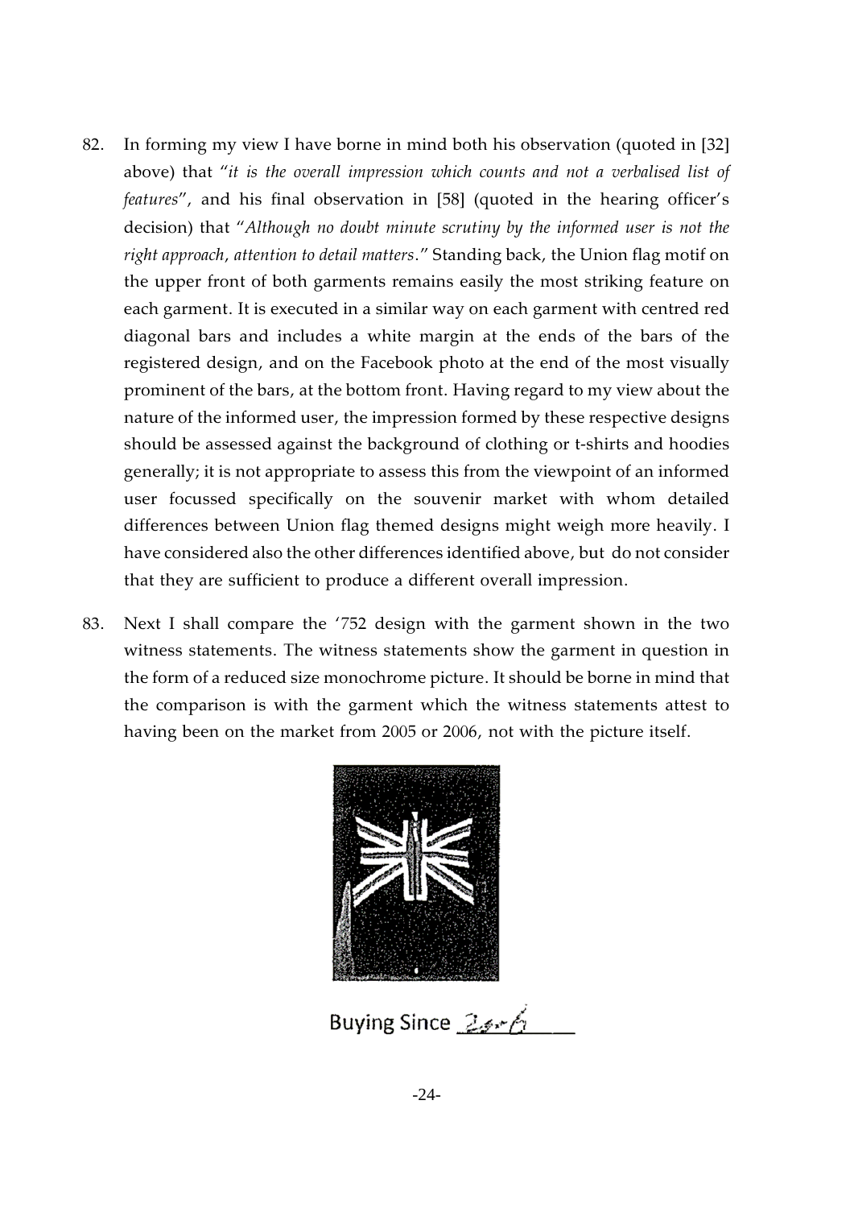82. In forming my view I have borne in mind both his observation (quoted in [32] above) that "*it is the overall impression which counts and not a verbalised list of features*", and his final observation in [58] (quoted in the hearing officer's decision) that "*Although no doubt minute scrutiny by the informed user is not the right approach, attention to detail matters*." Standing back, the Union flag motif on the upper front of both garments remains easily the most striking feature on each garment. It is executed in a similar way on each garment with centred red diagonal bars and includes a white margin at the ends of the bars of the registered design, and on the Facebook photo at the end of the most visually prominent of the bars, at the bottom front. Having regard to my view about the nature of the informed user, the impression formed by these respective designs should be assessed against the background of clothing or t-shirts and hoodies generally; it is not appropriate to assess this from the viewpoint of an informed user focussed specifically on the souvenir market with whom detailed differences between Union flag themed designs might weigh more heavily. I have considered also the other differences identified above, but do not consider that they are sufficient to produce a different overall impression.

83. Next I shall compare the '752 design with the garment shown in the two witness statements. The witness statements show the garment in question in the form of a reduced size monochrome picture. It should be borne in mind that the comparison is with the garment which the witness statements attest to having been on the market from 2005 or 2006, not with the picture itself.

Buying Since 2006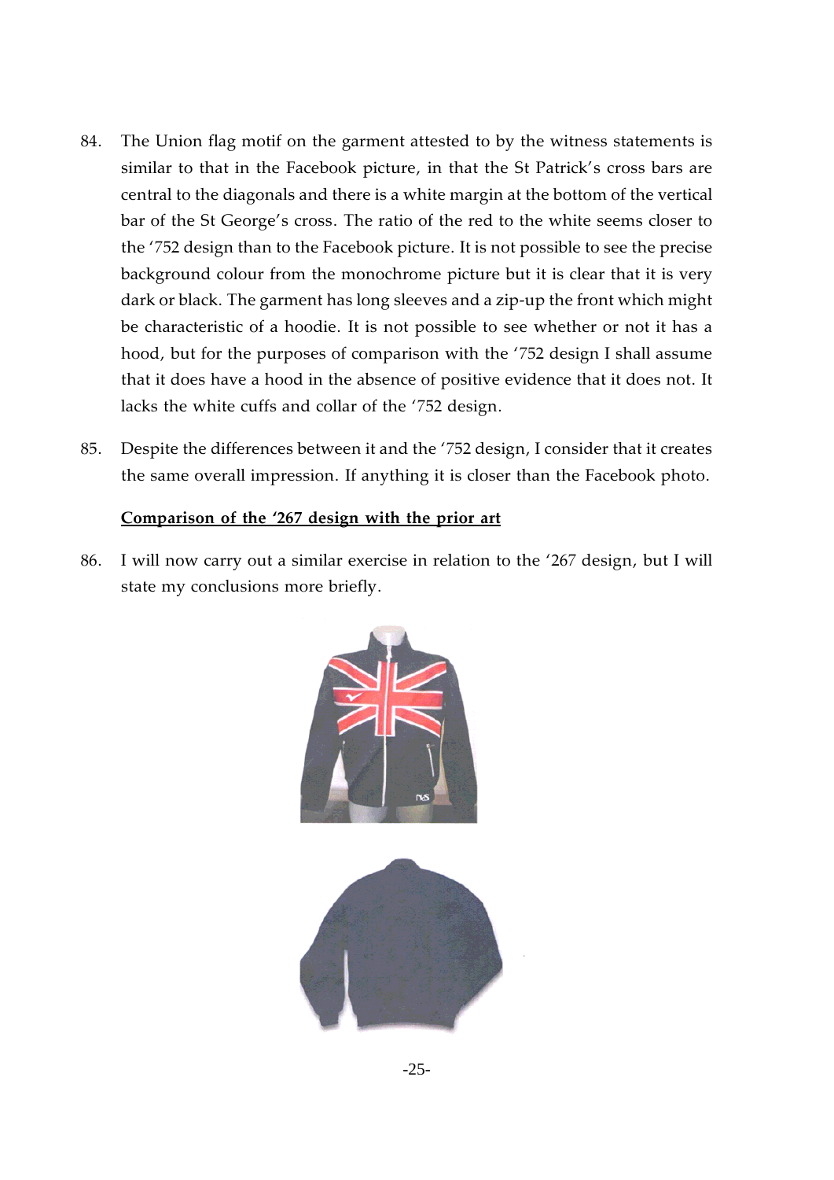84. The Union flag motif on the garment attested to by the witness statements is similar to that in the Facebook picture, in that the St Patrick's cross bars are central to the diagonals and there is a white margin at the bottom of the vertical bar of the St George's cross. The ratio of the red to the white seems closer to the '752 design than to the Facebook picture. It is not possible to see the precise background colour from the monochrome picture but it is clear that it is very dark or black. The garment has long sleeves and a zip-up the front which might be characteristic of a hoodie. It is not possible to see whether or not it has a hood, but for the purposes of comparison with the '752 design I shall assume that it does have a hood in the absence of positive evidence that it does not. It lacks the white cuffs and collar of the '752 design.

85. Despite the differences between it and the '752 design, I consider that it creates the same overall impression. If anything it is closer than the Facebook photo.

**Comparison of the '267 design with the prior art**

86. I will now carry out a similar exercise in relation to the '267 design, but I will state my conclusions more briefly.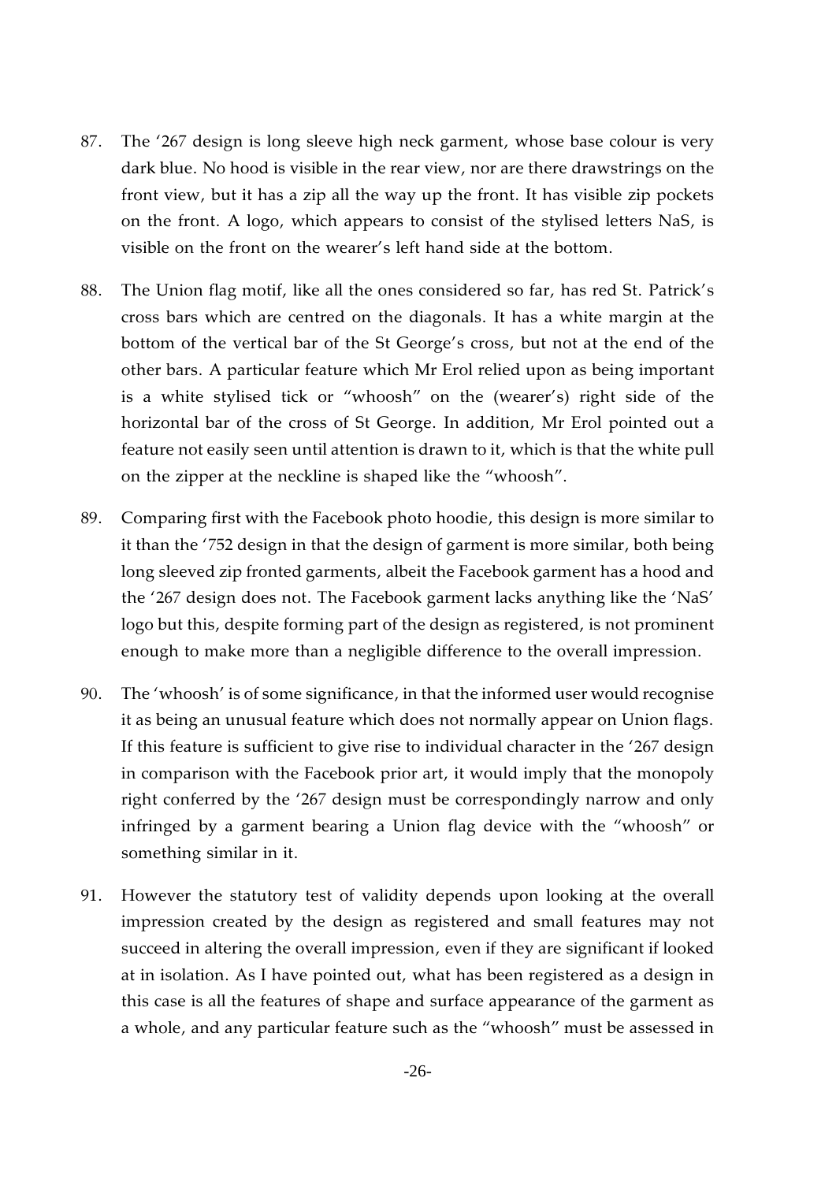87. The '267 design is long sleeve high neck garment, whose base colour is very dark blue. No hood is visible in the rear view, nor are there drawstrings on the front view, but it has a zip all the way up the front. It has visible zip pockets on the front. A logo, which appears to consist of the stylised letters NaS, is visible on the front on the wearer's left hand side at the bottom.

88. The Union flag motif, like all the ones considered so far, has red St. Patrick's cross bars which are centred on the diagonals. It has a white margin at the bottom of the vertical bar of the St George's cross, but not at the end of the other bars. A particular feature which Mr Erol relied upon as being important is a white stylised tick or "whoosh" on the (wearer's) right side of the horizontal bar of the cross of St George. In addition, Mr Erol pointed out a feature not easily seen until attention is drawn to it, which is that the white pull on the zipper at the neckline is shaped like the "whoosh".

89. Comparing first with the Facebook photo hoodie, this design is more similar to it than the '752 design in that the design of garment is more similar, both being long sleeved zip fronted garments, albeit the Facebook garment has a hood and the '267 design does not. The Facebook garment lacks anything like the 'NaS' logo but this, despite forming part of the design as registered, is not prominent enough to make more than a negligible difference to the overall impression.

90. The 'whoosh' is of some significance, in that the informed user would recognise it as being an unusual feature which does not normally appear on Union flags. If this feature is sufficient to give rise to individual character in the '267 design in comparison with the Facebook prior art, it would imply that the monopoly right conferred by the '267 design must be correspondingly narrow and only infringed by a garment bearing a Union flag device with the "whoosh" or something similar in it.

91. However the statutory test of validity depends upon looking at the overall impression created by the design as registered and small features may not succeed in altering the overall impression, even if they are significant if looked at in isolation. As I have pointed out, what has been registered as a design in this case is all the features of shape and surface appearance of the garment as a whole, and any particular feature such as the "whoosh" must be assessed in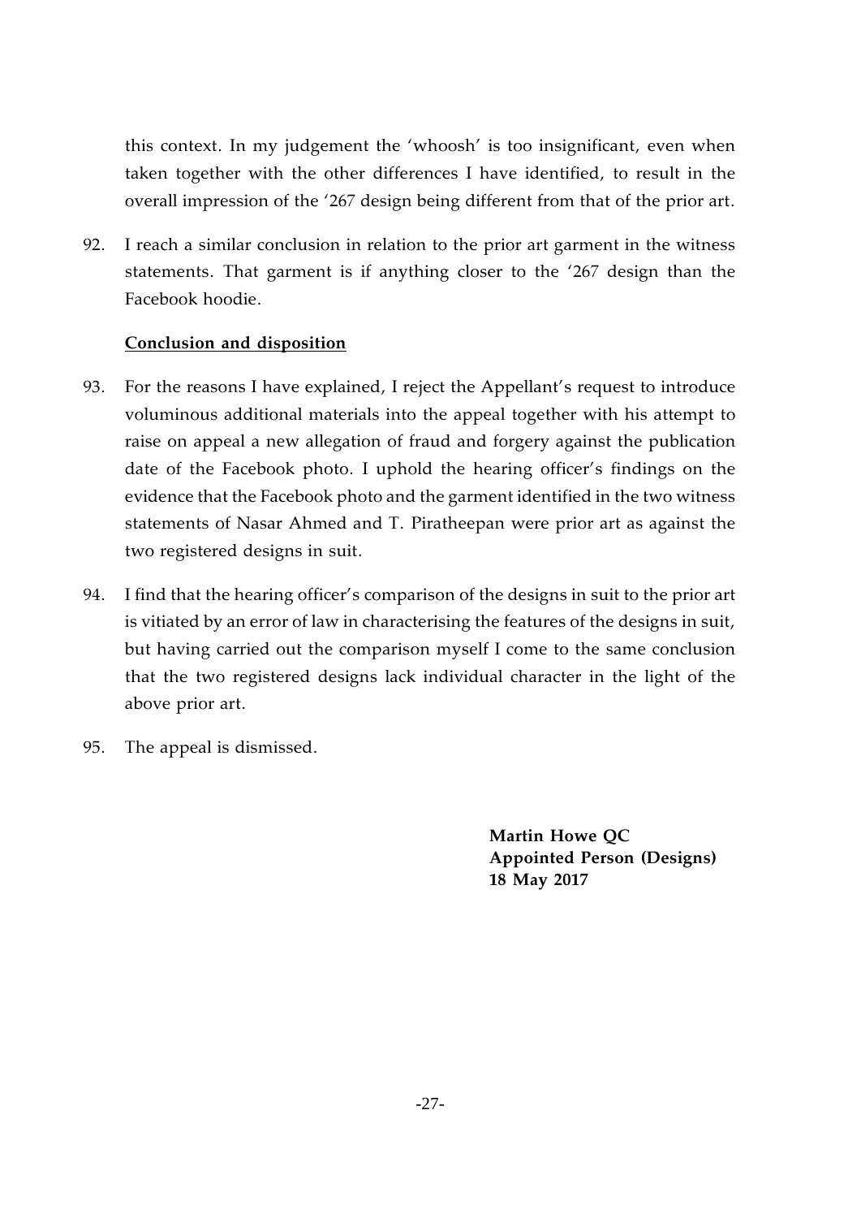this context. In my judgement the 'whoosh' is too insignificant, even when taken together with the other differences I have identified, to result in the overall impression of the '267 design being different from that of the prior art.

92. I reach a similar conclusion in relation to the prior art garment in the witness statements. That garment is if anything closer to the '267 design than the Facebook hoodie.

**Conclusion and disposition**

93. For the reasons I have explained, I reject the Appellant's request to introduce voluminous additional materials into the appeal together with his attempt to raise on appeal a new allegation of fraud and forgery against the publication date of the Facebook photo. I uphold the hearing officer's findings on the evidence that the Facebook photo and the garment identified in the two witness statements of Nasar Ahmed and T. Piratheepan were prior art as against the two registered designs in suit.

94. I find that the hearing officer's comparison of the designs in suit to the prior art is vitiated by an error of law in characterising the features of the designs in suit, but having carried out the comparison myself I come to the same conclusion that the two registered designs lack individual character in the light of the above prior art.

95. The appeal is dismissed.

**Martin Howe QC**
**Appointed Person (Designs)**
**18 May 2017**